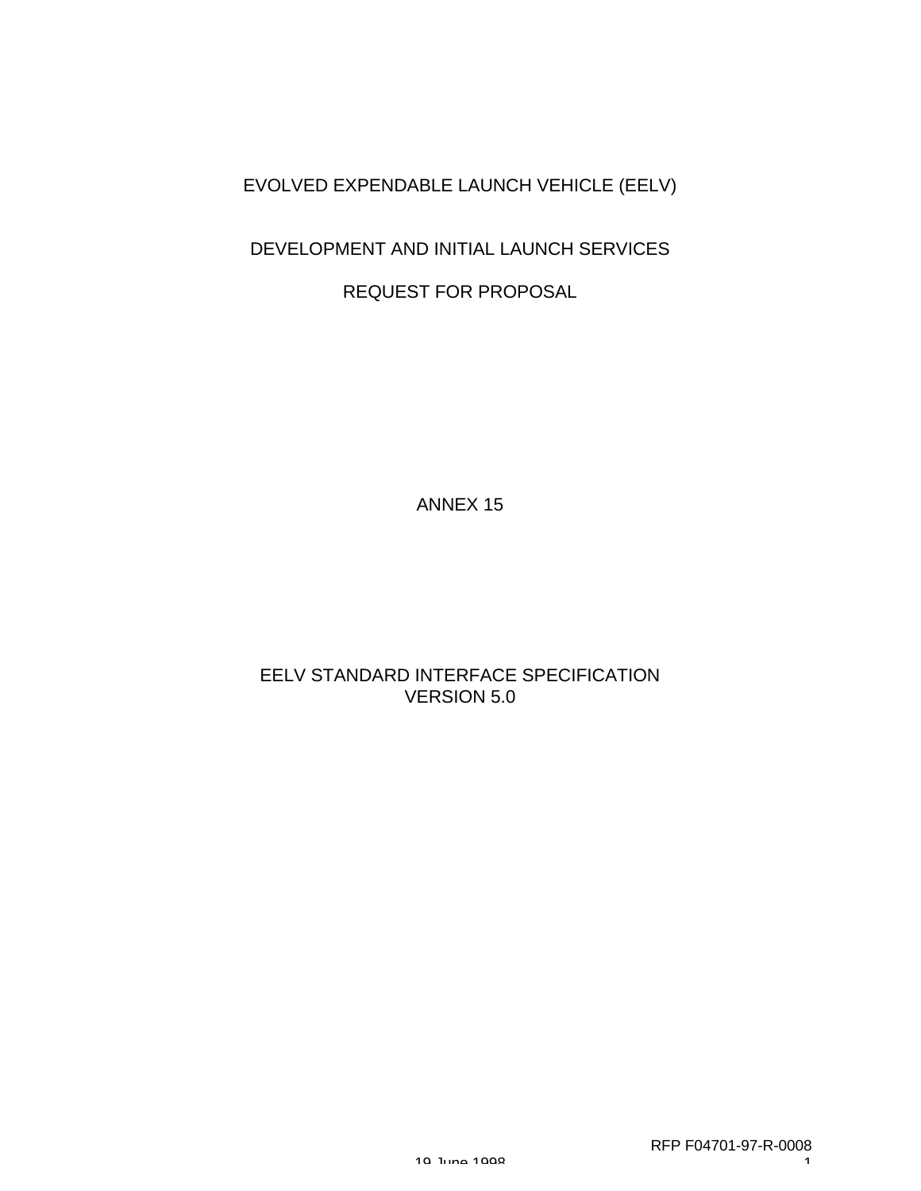# EVOLVED EXPENDABLE LAUNCH VEHICLE (EELV)

## DEVELOPMENT AND INITIAL LAUNCH SERVICES

## REQUEST FOR PROPOSAL

## ANNEX 15

## EELV STANDARD INTERFACE SPECIFICATION
## VERSION 5.0

RFP F04701-97-R-0008

19 June 1998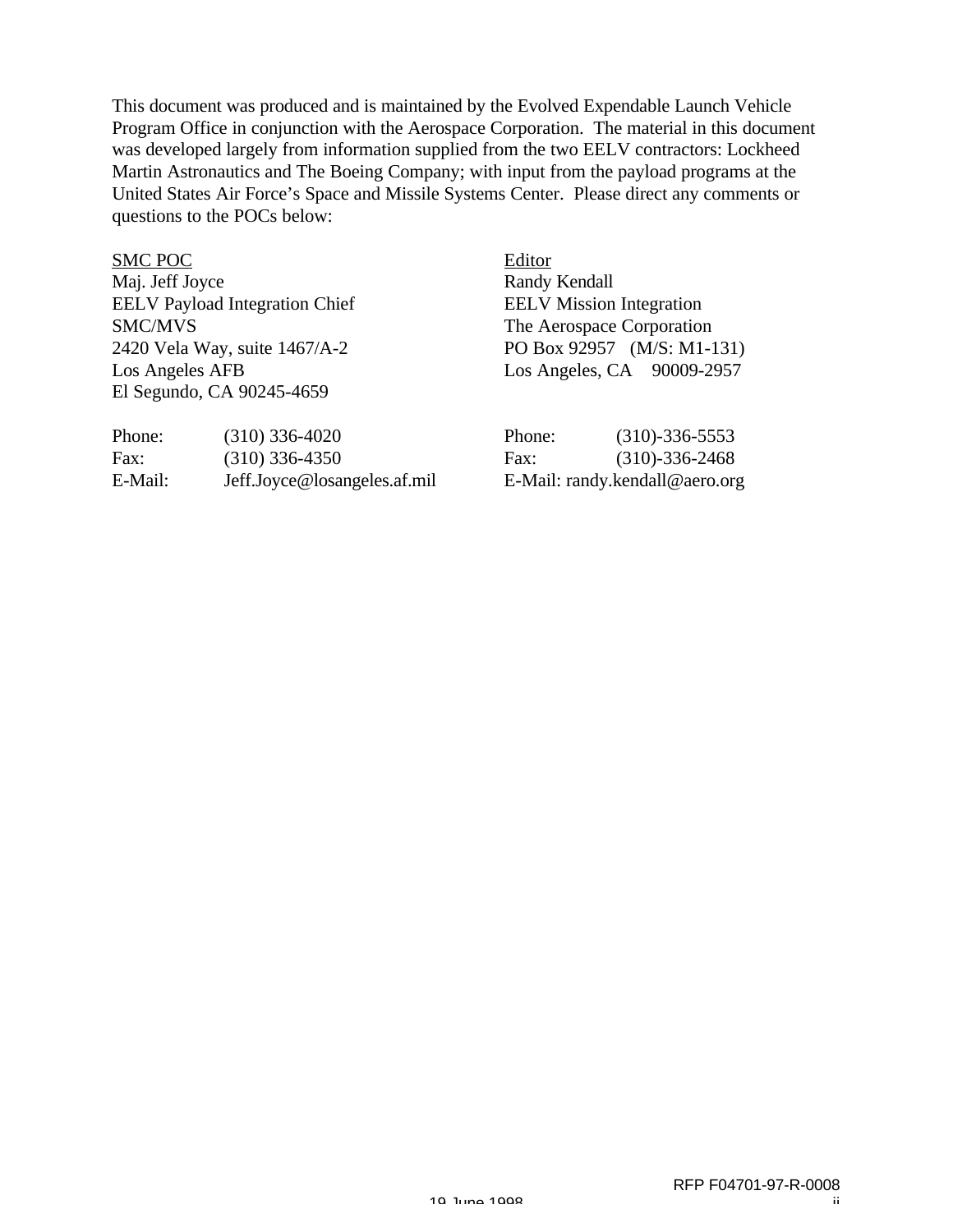This document was produced and is maintained by the Evolved Expendable Launch Vehicle Program Office in conjunction with the Aerospace Corporation. The material in this document was developed largely from information supplied from the two EELV contractors: Lockheed Martin Astronautics and The Boeing Company; with input from the payload programs at the United States Air Force's Space and Missile Systems Center. Please direct any comments or questions to the POCs below:

<u>SMC POC</u>
Maj. Jeff Joyce
EELV Payload Integration Chief
SMC/MVS
2420 Vela Way, suite 1467/A-2
Los Angeles AFB
El Segundo, CA 90245-4659

Phone: (310) 336-4020
Fax: (310) 336-4350
E-Mail: Jeff.Joyce@losangeles.af.mil

<u>Editor</u>
Randy Kendall
EELV Mission Integration
The Aerospace Corporation
PO Box 92957 (M/S: M1-131)
Los Angeles, CA 90009-2957

Phone: (310)-336-5553
Fax: (310)-336-2468
E-Mail: randy.kendall@aero.org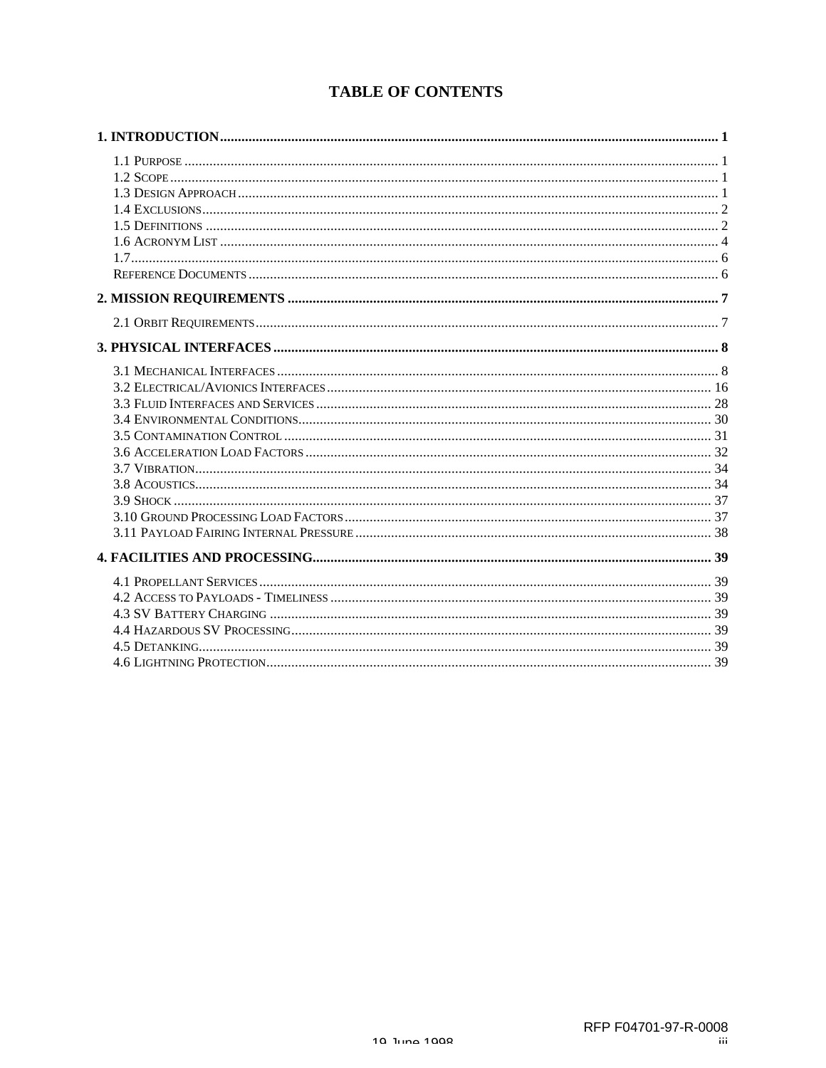# TABLE OF CONTENTS

**1. INTRODUCTION** ........................................................................................................................................ **1**

1.1 Purpose ........................................................................................................................................ 1
1.2 Scope ........................................................................................................................................... 1
1.3 Design Approach ......................................................................................................................... 1
1.4 Exclusions .................................................................................................................................... 2
1.5 Definitions ................................................................................................................................... 2
1.6 Acronym List ................................................................................................................................ 4
1.7 ................................................................................................................................................... 6
Reference Documents ...................................................................................................................... 6

**2. MISSION REQUIREMENTS** ........................................................................................................................ **7**

2.1 Orbit Requirements ...................................................................................................................... 7

**3. PHYSICAL INTERFACES** ............................................................................................................................ **8**

3.1 Mechanical Interfaces ................................................................................................................... 8
3.2 Electrical/Avionics Interfaces ...................................................................................................... 16
3.3 Fluid Interfaces and Services ....................................................................................................... 28
3.4 Environmental Conditions ............................................................................................................ 30
3.5 Contamination Control ................................................................................................................. 31
3.6 Acceleration Load Factors ............................................................................................................ 32
3.7 Vibration ...................................................................................................................................... 34
3.8 Acoustics ...................................................................................................................................... 34
3.9 Shock ........................................................................................................................................... 37
3.10 Ground Processing Load Factors ................................................................................................ 37
3.11 Payload Fairing Internal Pressure ............................................................................................... 38

**4. FACILITIES AND PROCESSING** ................................................................................................................ **39**

4.1 Propellant Services ....................................................................................................................... 39
4.2 Access to Payloads - Timeliness ................................................................................................... 39
4.3 SV Battery Charging .................................................................................................................... 39
4.4 Hazardous SV Processing ............................................................................................................. 39
4.5 Detanking ..................................................................................................................................... 39
4.6 Lightning Protection ..................................................................................................................... 39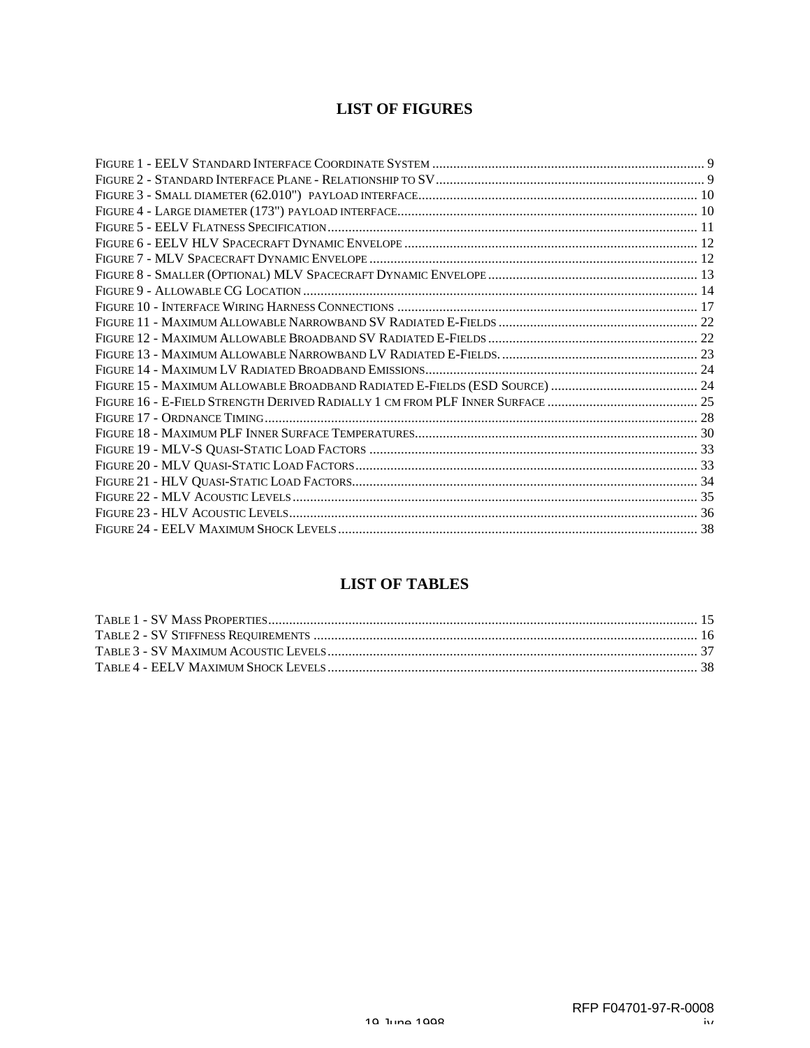## LIST OF FIGURES

FIGURE 1 - EELV STANDARD INTERFACE COORDINATE SYSTEM ............................................................................. 9
FIGURE 2 - STANDARD INTERFACE PLANE - RELATIONSHIP TO SV............................................................................. 9
FIGURE 3 - SMALL DIAMETER (62.010") PAYLOAD INTERFACE.............................................................................. 10
FIGURE 4 - LARGE DIAMETER (173") PAYLOAD INTERFACE..................................................................................... 10
FIGURE 5 - EELV FLATNESS SPECIFICATION......................................................................................................... 11
FIGURE 6 - EELV HLV SPACECRAFT DYNAMIC ENVELOPE ................................................................................... 12
FIGURE 7 - MLV SPACECRAFT DYNAMIC ENVELOPE ............................................................................................. 12
FIGURE 8 - SMALLER (OPTIONAL) MLV SPACECRAFT DYNAMIC ENVELOPE ........................................................... 13
FIGURE 9 - ALLOWABLE CG LOCATION ................................................................................................................ 14
FIGURE 10 - INTERFACE WIRING HARNESS CONNECTIONS ..................................................................................... 17
FIGURE 11 - MAXIMUM ALLOWABLE NARROWBAND SV RADIATED E-FIELDS ......................................................... 22
FIGURE 12 - MAXIMUM ALLOWABLE BROADBAND SV RADIATED E-FIELDS ............................................................ 22
FIGURE 13 - MAXIMUM ALLOWABLE NARROWBAND LV RADIATED E-FIELDS. ....................................................... 23
FIGURE 14 - MAXIMUM LV RADIATED BROADBAND EMISSIONS............................................................................. 24
FIGURE 15 - MAXIMUM ALLOWABLE BROADBAND RADIATED E-FIELDS (ESD SOURCE) .......................................... 24
FIGURE 16 - E-FIELD STRENGTH DERIVED RADIALLY 1 CM FROM PLF INNER SURFACE ........................................... 25
FIGURE 17 - ORDNANCE TIMING........................................................................................................................... 28
FIGURE 18 - MAXIMUM PLF INNER SURFACE TEMPERATURES................................................................................ 30
FIGURE 19 - MLV-S QUASI-STATIC LOAD FACTORS ............................................................................................. 33
FIGURE 20 - MLV QUASI-STATIC LOAD FACTORS................................................................................................. 33
FIGURE 21 - HLV QUASI-STATIC LOAD FACTORS.................................................................................................. 34
FIGURE 22 - MLV ACOUSTIC LEVELS ................................................................................................................... 35
FIGURE 23 - HLV ACOUSTIC LEVELS.................................................................................................................... 36
FIGURE 24 - EELV MAXIMUM SHOCK LEVELS ...................................................................................................... 38

## LIST OF TABLES

TABLE 1 - SV MASS PROPERTIES.......................................................................................................................... 15
TABLE 2 - SV STIFFNESS REQUIREMENTS ............................................................................................................. 16
TABLE 3 - SV MAXIMUM ACOUSTIC LEVELS......................................................................................................... 37
TABLE 4 - EELV MAXIMUM SHOCK LEVELS ......................................................................................................... 38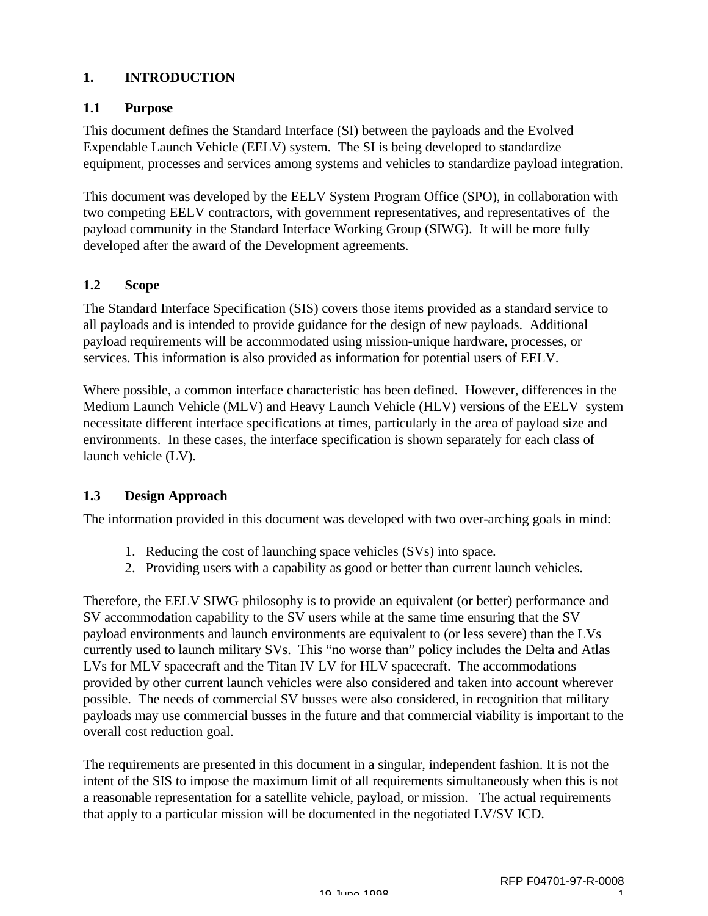# 1. INTRODUCTION

## 1.1 Purpose

This document defines the Standard Interface (SI) between the payloads and the Evolved Expendable Launch Vehicle (EELV) system. The SI is being developed to standardize equipment, processes and services among systems and vehicles to standardize payload integration.

This document was developed by the EELV System Program Office (SPO), in collaboration with two competing EELV contractors, with government representatives, and representatives of the payload community in the Standard Interface Working Group (SIWG). It will be more fully developed after the award of the Development agreements.

## 1.2 Scope

The Standard Interface Specification (SIS) covers those items provided as a standard service to all payloads and is intended to provide guidance for the design of new payloads. Additional payload requirements will be accommodated using mission-unique hardware, processes, or services. This information is also provided as information for potential users of EELV.

Where possible, a common interface characteristic has been defined. However, differences in the Medium Launch Vehicle (MLV) and Heavy Launch Vehicle (HLV) versions of the EELV system necessitate different interface specifications at times, particularly in the area of payload size and environments. In these cases, the interface specification is shown separately for each class of launch vehicle (LV).

## 1.3 Design Approach

The information provided in this document was developed with two over-arching goals in mind:

1. Reducing the cost of launching space vehicles (SVs) into space.
2. Providing users with a capability as good or better than current launch vehicles.

Therefore, the EELV SIWG philosophy is to provide an equivalent (or better) performance and SV accommodation capability to the SV users while at the same time ensuring that the SV payload environments and launch environments are equivalent to (or less severe) than the LVs currently used to launch military SVs. This "no worse than" policy includes the Delta and Atlas LVs for MLV spacecraft and the Titan IV LV for HLV spacecraft. The accommodations provided by other current launch vehicles were also considered and taken into account wherever possible. The needs of commercial SV busses were also considered, in recognition that military payloads may use commercial busses in the future and that commercial viability is important to the overall cost reduction goal.

The requirements are presented in this document in a singular, independent fashion. It is not the intent of the SIS to impose the maximum limit of all requirements simultaneously when this is not a reasonable representation for a satellite vehicle, payload, or mission. The actual requirements that apply to a particular mission will be documented in the negotiated LV/SV ICD.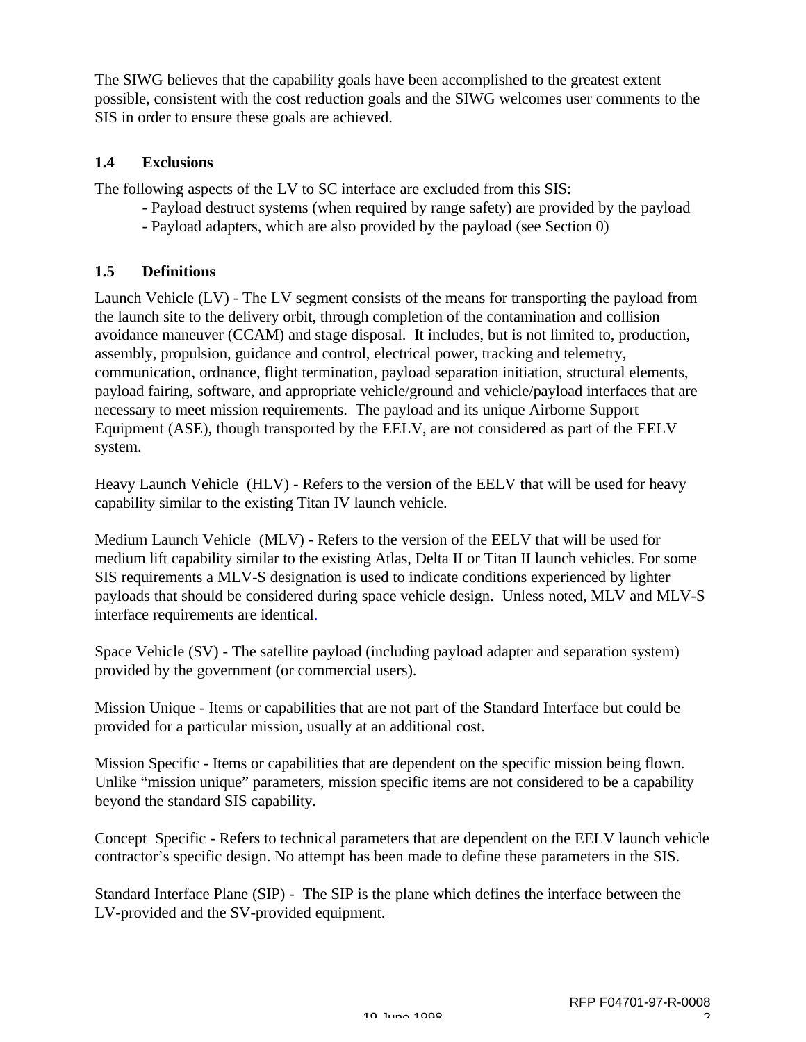The SIWG believes that the capability goals have been accomplished to the greatest extent possible, consistent with the cost reduction goals and the SIWG welcomes user comments to the SIS in order to ensure these goals are achieved.

### 1.4 Exclusions

The following aspects of the LV to SC interface are excluded from this SIS:

- Payload destruct systems (when required by range safety) are provided by the payload
- Payload adapters, which are also provided by the payload (see Section 0)

### 1.5 Definitions

Launch Vehicle (LV) - The LV segment consists of the means for transporting the payload from the launch site to the delivery orbit, through completion of the contamination and collision avoidance maneuver (CCAM) and stage disposal. It includes, but is not limited to, production, assembly, propulsion, guidance and control, electrical power, tracking and telemetry, communication, ordnance, flight termination, payload separation initiation, structural elements, payload fairing, software, and appropriate vehicle/ground and vehicle/payload interfaces that are necessary to meet mission requirements. The payload and its unique Airborne Support Equipment (ASE), though transported by the EELV, are not considered as part of the EELV system.

Heavy Launch Vehicle (HLV) - Refers to the version of the EELV that will be used for heavy capability similar to the existing Titan IV launch vehicle.

Medium Launch Vehicle (MLV) - Refers to the version of the EELV that will be used for medium lift capability similar to the existing Atlas, Delta II or Titan II launch vehicles. For some SIS requirements a MLV-S designation is used to indicate conditions experienced by lighter payloads that should be considered during space vehicle design. Unless noted, MLV and MLV-S interface requirements are identical.

Space Vehicle (SV) - The satellite payload (including payload adapter and separation system) provided by the government (or commercial users).

Mission Unique - Items or capabilities that are not part of the Standard Interface but could be provided for a particular mission, usually at an additional cost.

Mission Specific - Items or capabilities that are dependent on the specific mission being flown. Unlike "mission unique" parameters, mission specific items are not considered to be a capability beyond the standard SIS capability.

Concept Specific - Refers to technical parameters that are dependent on the EELV launch vehicle contractor's specific design. No attempt has been made to define these parameters in the SIS.

Standard Interface Plane (SIP) - The SIP is the plane which defines the interface between the LV-provided and the SV-provided equipment.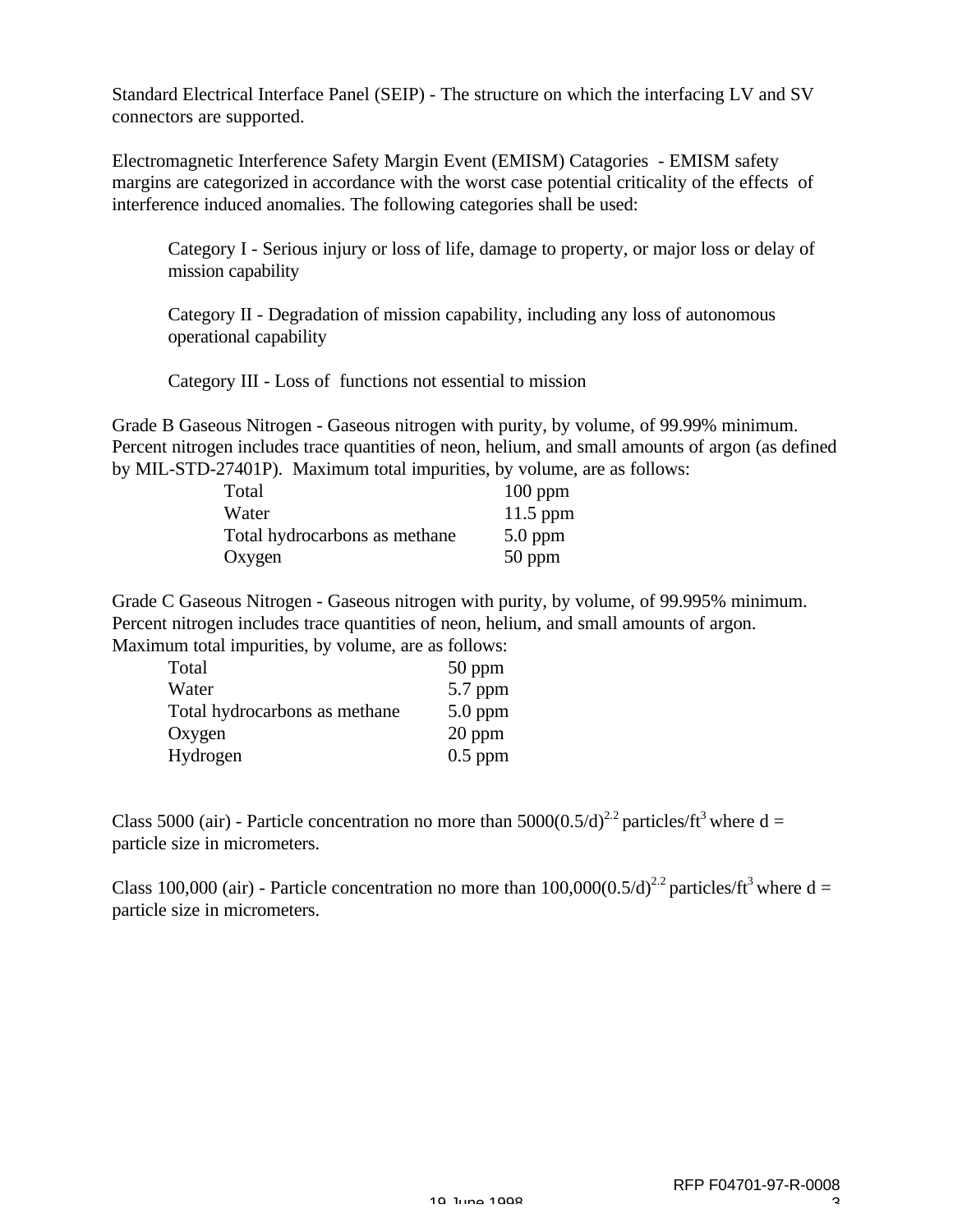Standard Electrical Interface Panel (SEIP) - The structure on which the interfacing LV and SV connectors are supported.

Electromagnetic Interference Safety Margin Event (EMISM) Catagories - EMISM safety margins are categorized in accordance with the worst case potential criticality of the effects of interference induced anomalies. The following categories shall be used:

> Category I - Serious injury or loss of life, damage to property, or major loss or delay of mission capability
>
> Category II - Degradation of mission capability, including any loss of autonomous operational capability
>
> Category III - Loss of functions not essential to mission

Grade B Gaseous Nitrogen - Gaseous nitrogen with purity, by volume, of 99.99% minimum. Percent nitrogen includes trace quantities of neon, helium, and small amounts of argon (as defined by MIL-STD-27401P). Maximum total impurities, by volume, are as follows:

| | |
|---|---|
| Total | 100 ppm |
| Water | 11.5 ppm |
| Total hydrocarbons as methane | 5.0 ppm |
| Oxygen | 50 ppm |

Grade C Gaseous Nitrogen - Gaseous nitrogen with purity, by volume, of 99.995% minimum. Percent nitrogen includes trace quantities of neon, helium, and small amounts of argon. Maximum total impurities, by volume, are as follows:

| | |
|---|---|
| Total | 50 ppm |
| Water | 5.7 ppm |
| Total hydrocarbons as methane | 5.0 ppm |
| Oxygen | 20 ppm |
| Hydrogen | 0.5 ppm |

Class 5000 (air) - Particle concentration no more than $5000(0.5/d)^{2.2}$ particles/$ft^3$ where d = particle size in micrometers.

Class 100,000 (air) - Particle concentration no more than $100{,}000(0.5/d)^{2.2}$ particles/$ft^3$ where d = particle size in micrometers.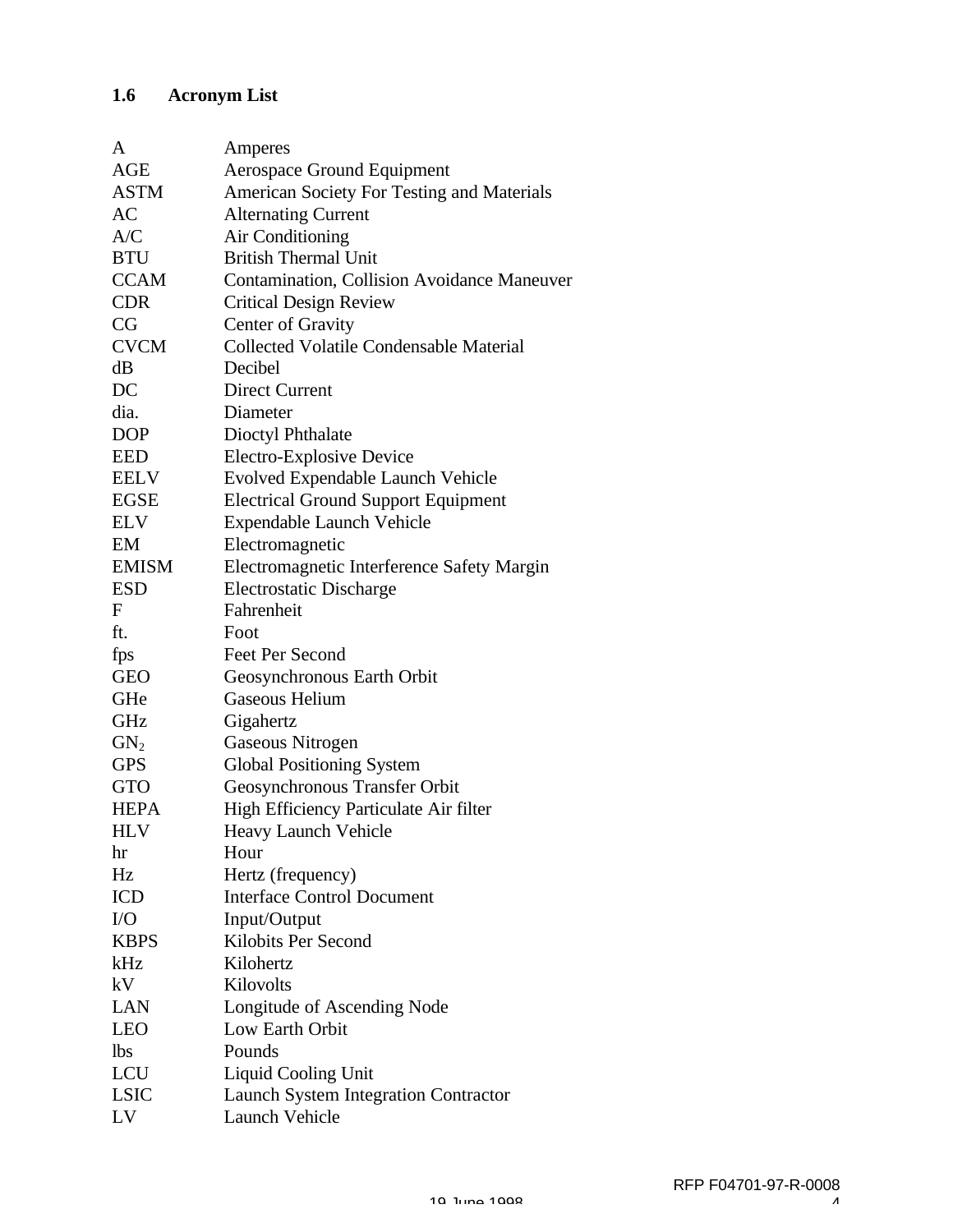### 1.6 Acronym List

| | |
|---|---|
| A | Amperes |
| AGE | Aerospace Ground Equipment |
| ASTM | American Society For Testing and Materials |
| AC | Alternating Current |
| A/C | Air Conditioning |
| BTU | British Thermal Unit |
| CCAM | Contamination, Collision Avoidance Maneuver |
| CDR | Critical Design Review |
| CG | Center of Gravity |
| CVCM | Collected Volatile Condensable Material |
| dB | Decibel |
| DC | Direct Current |
| dia. | Diameter |
| DOP | Dioctyl Phthalate |
| EED | Electro-Explosive Device |
| EELV | Evolved Expendable Launch Vehicle |
| EGSE | Electrical Ground Support Equipment |
| ELV | Expendable Launch Vehicle |
| EM | Electromagnetic |
| EMISM | Electromagnetic Interference Safety Margin |
| ESD | Electrostatic Discharge |
| F | Fahrenheit |
| ft. | Foot |
| fps | Feet Per Second |
| GEO | Geosynchronous Earth Orbit |
| GHe | Gaseous Helium |
| GHz | Gigahertz |
| $GN_2$ | Gaseous Nitrogen |
| GPS | Global Positioning System |
| GTO | Geosynchronous Transfer Orbit |
| HEPA | High Efficiency Particulate Air filter |
| HLV | Heavy Launch Vehicle |
| hr | Hour |
| Hz | Hertz (frequency) |
| ICD | Interface Control Document |
| I/O | Input/Output |
| KBPS | Kilobits Per Second |
| kHz | Kilohertz |
| kV | Kilovolts |
| LAN | Longitude of Ascending Node |
| LEO | Low Earth Orbit |
| lbs | Pounds |
| LCU | Liquid Cooling Unit |
| LSIC | Launch System Integration Contractor |
| LV | Launch Vehicle |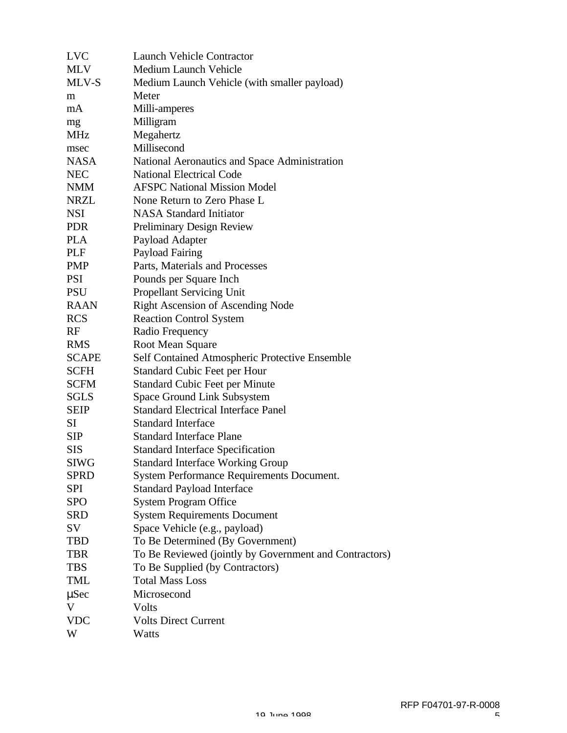| | |
|---|---|
| LVC | Launch Vehicle Contractor |
| MLV | Medium Launch Vehicle |
| MLV-S | Medium Launch Vehicle (with smaller payload) |
| m | Meter |
| mA | Milli-amperes |
| mg | Milligram |
| MHz | Megahertz |
| msec | Millisecond |
| NASA | National Aeronautics and Space Administration |
| NEC | National Electrical Code |
| NMM | AFSPC National Mission Model |
| NRZL | None Return to Zero Phase L |
| NSI | NASA Standard Initiator |
| PDR | Preliminary Design Review |
| PLA | Payload Adapter |
| PLF | Payload Fairing |
| PMP | Parts, Materials and Processes |
| PSI | Pounds per Square Inch |
| PSU | Propellant Servicing Unit |
| RAAN | Right Ascension of Ascending Node |
| RCS | Reaction Control System |
| RF | Radio Frequency |
| RMS | Root Mean Square |
| SCAPE | Self Contained Atmospheric Protective Ensemble |
| SCFH | Standard Cubic Feet per Hour |
| SCFM | Standard Cubic Feet per Minute |
| SGLS | Space Ground Link Subsystem |
| SEIP | Standard Electrical Interface Panel |
| SI | Standard Interface |
| SIP | Standard Interface Plane |
| SIS | Standard Interface Specification |
| SIWG | Standard Interface Working Group |
| SPRD | System Performance Requirements Document. |
| SPI | Standard Payload Interface |
| SPO | System Program Office |
| SRD | System Requirements Document |
| SV | Space Vehicle (e.g., payload) |
| TBD | To Be Determined (By Government) |
| TBR | To Be Reviewed (jointly by Government and Contractors) |
| TBS | To Be Supplied (by Contractors) |
| TML | Total Mass Loss |
| µSec | Microsecond |
| V | Volts |
| VDC | Volts Direct Current |
| W | Watts |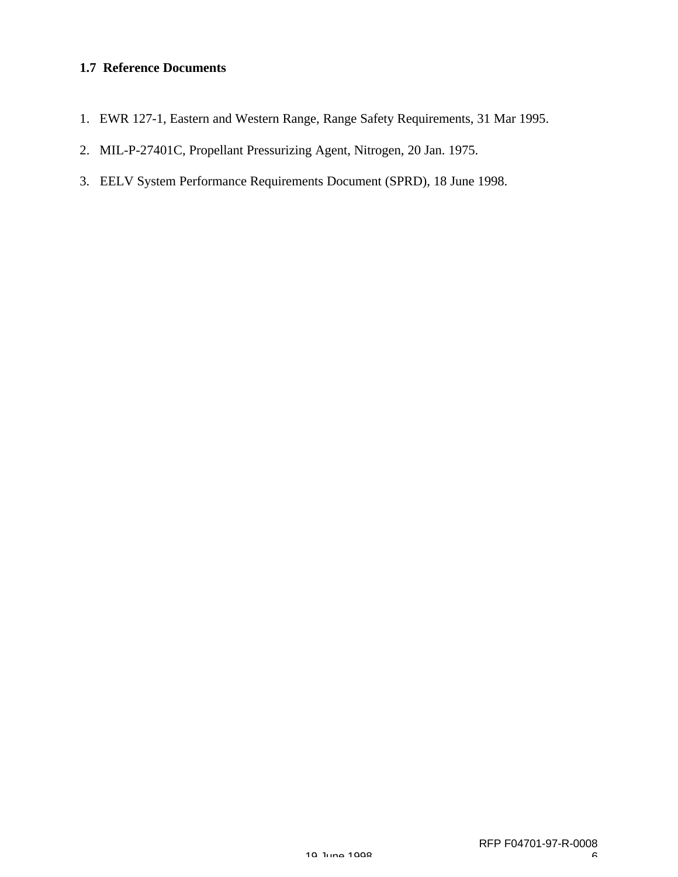### 1.7 Reference Documents

1. EWR 127-1, Eastern and Western Range, Range Safety Requirements, 31 Mar 1995.
2. MIL-P-27401C, Propellant Pressurizing Agent, Nitrogen, 20 Jan. 1975.
3. EELV System Performance Requirements Document (SPRD), 18 June 1998.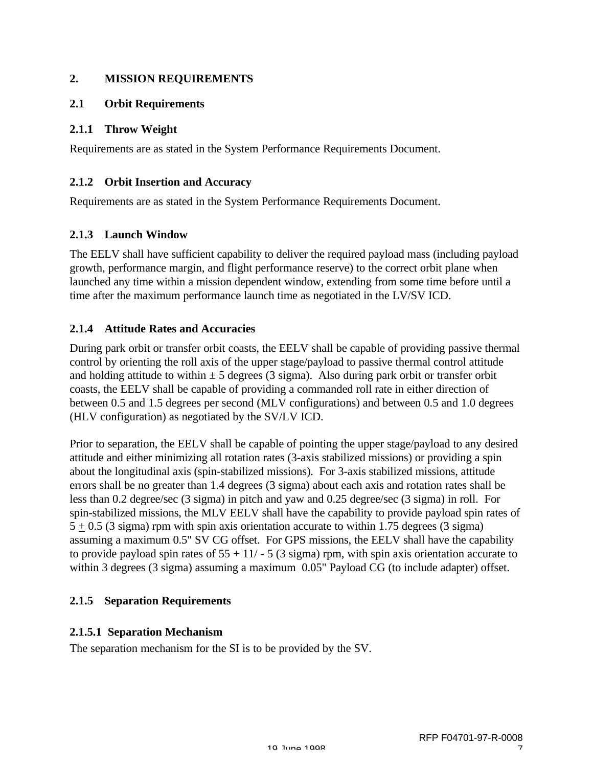## 2. MISSION REQUIREMENTS

### 2.1 Orbit Requirements

#### 2.1.1 Throw Weight

Requirements are as stated in the System Performance Requirements Document.

#### 2.1.2 Orbit Insertion and Accuracy

Requirements are as stated in the System Performance Requirements Document.

#### 2.1.3 Launch Window

The EELV shall have sufficient capability to deliver the required payload mass (including payload growth, performance margin, and flight performance reserve) to the correct orbit plane when launched any time within a mission dependent window, extending from some time before until a time after the maximum performance launch time as negotiated in the LV/SV ICD.

#### 2.1.4 Attitude Rates and Accuracies

During park orbit or transfer orbit coasts, the EELV shall be capable of providing passive thermal control by orienting the roll axis of the upper stage/payload to passive thermal control attitude and holding attitude to within ± 5 degrees (3 sigma). Also during park orbit or transfer orbit coasts, the EELV shall be capable of providing a commanded roll rate in either direction of between 0.5 and 1.5 degrees per second (MLV configurations) and between 0.5 and 1.0 degrees (HLV configuration) as negotiated by the SV/LV ICD.

Prior to separation, the EELV shall be capable of pointing the upper stage/payload to any desired attitude and either minimizing all rotation rates (3-axis stabilized missions) or providing a spin about the longitudinal axis (spin-stabilized missions). For 3-axis stabilized missions, attitude errors shall be no greater than 1.4 degrees (3 sigma) about each axis and rotation rates shall be less than 0.2 degree/sec (3 sigma) in pitch and yaw and 0.25 degree/sec (3 sigma) in roll. For spin-stabilized missions, the MLV EELV shall have the capability to provide payload spin rates of 5 ± 0.5 (3 sigma) rpm with spin axis orientation accurate to within 1.75 degrees (3 sigma) assuming a maximum 0.5" SV CG offset. For GPS missions, the EELV shall have the capability to provide payload spin rates of 55 + 11/ - 5 (3 sigma) rpm, with spin axis orientation accurate to within 3 degrees (3 sigma) assuming a maximum 0.05" Payload CG (to include adapter) offset.

#### 2.1.5 Separation Requirements

##### 2.1.5.1 Separation Mechanism

The separation mechanism for the SI is to be provided by the SV.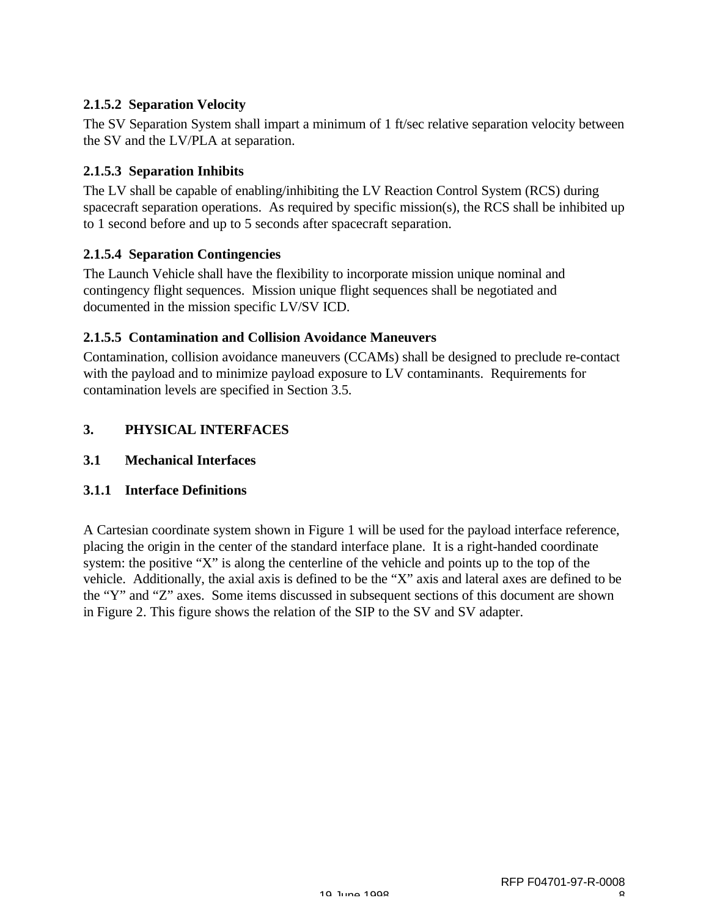#### 2.1.5.2 Separation Velocity

The SV Separation System shall impart a minimum of 1 ft/sec relative separation velocity between the SV and the LV/PLA at separation.

#### 2.1.5.3 Separation Inhibits

The LV shall be capable of enabling/inhibiting the LV Reaction Control System (RCS) during spacecraft separation operations. As required by specific mission(s), the RCS shall be inhibited up to 1 second before and up to 5 seconds after spacecraft separation.

#### 2.1.5.4 Separation Contingencies

The Launch Vehicle shall have the flexibility to incorporate mission unique nominal and contingency flight sequences. Mission unique flight sequences shall be negotiated and documented in the mission specific LV/SV ICD.

#### 2.1.5.5 Contamination and Collision Avoidance Maneuvers

Contamination, collision avoidance maneuvers (CCAMs) shall be designed to preclude re-contact with the payload and to minimize payload exposure to LV contaminants. Requirements for contamination levels are specified in Section 3.5.

# 3. PHYSICAL INTERFACES

## 3.1 Mechanical Interfaces

### 3.1.1 Interface Definitions

A Cartesian coordinate system shown in Figure 1 will be used for the payload interface reference, placing the origin in the center of the standard interface plane. It is a right-handed coordinate system: the positive "X" is along the centerline of the vehicle and points up to the top of the vehicle. Additionally, the axial axis is defined to be the "X" axis and lateral axes are defined to be the "Y" and "Z" axes. Some items discussed in subsequent sections of this document are shown in Figure 2. This figure shows the relation of the SIP to the SV and SV adapter.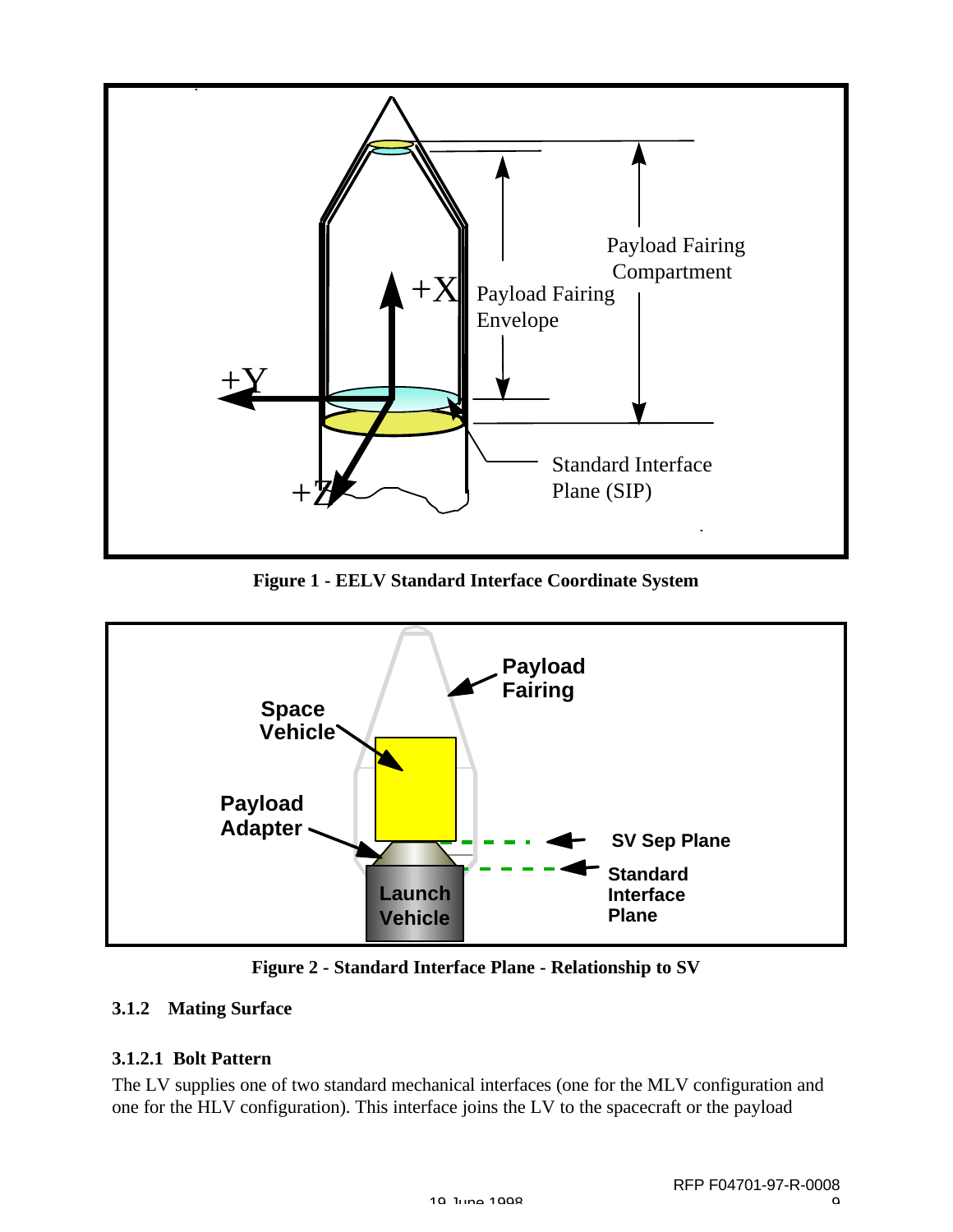**Figure 1 - EELV Standard Interface Coordinate System**

**Figure 2 - Standard Interface Plane - Relationship to SV**

### 3.1.2 Mating Surface

#### 3.1.2.1 Bolt Pattern

The LV supplies one of two standard mechanical interfaces (one for the MLV configuration and one for the HLV configuration). This interface joins the LV to the spacecraft or the payload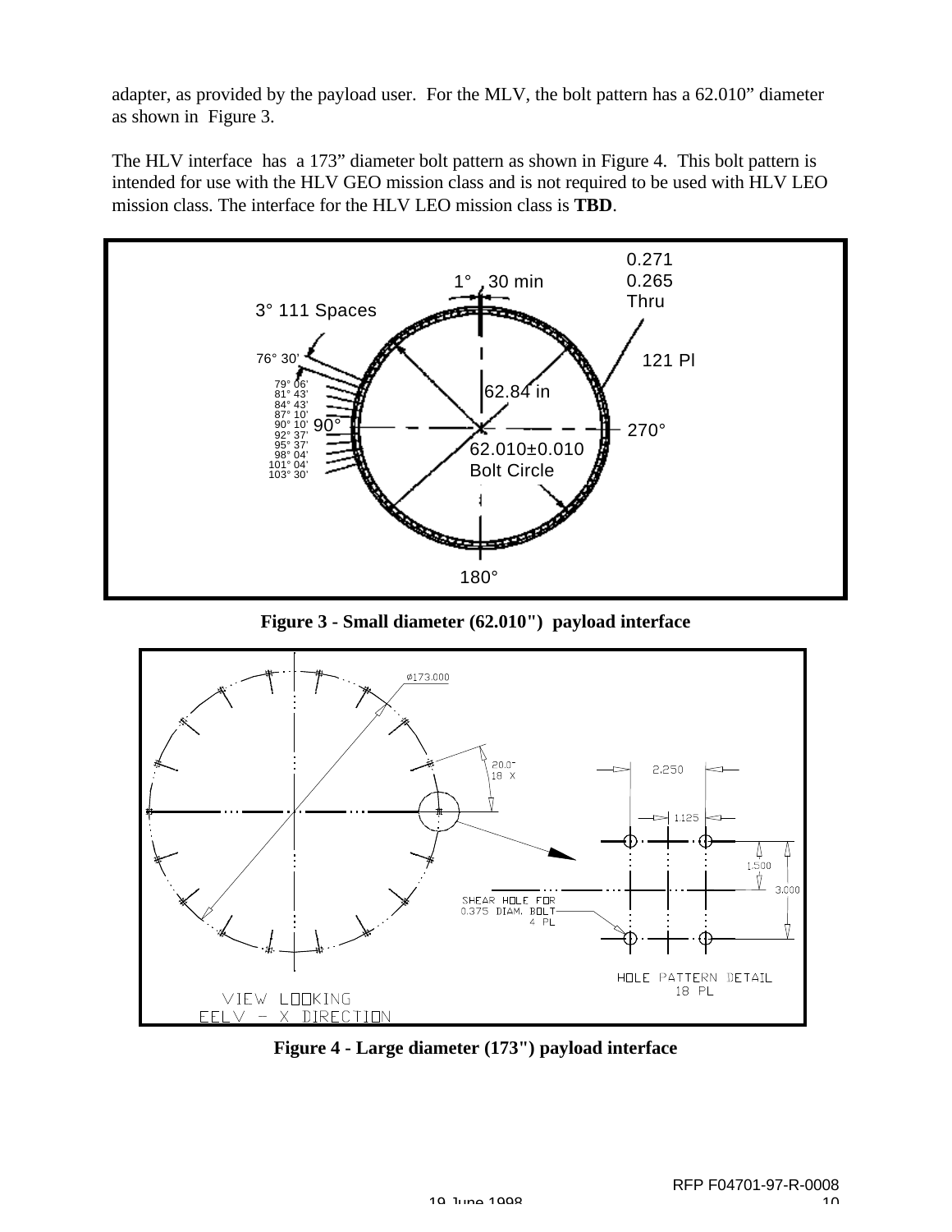adapter, as provided by the payload user. For the MLV, the bolt pattern has a 62.010" diameter as shown in Figure 3.

The HLV interface has a 173" diameter bolt pattern as shown in Figure 4. This bolt pattern is intended for use with the HLV GEO mission class and is not required to be used with HLV LEO mission class. The interface for the HLV LEO mission class is **TBD**.

**Figure 3 - Small diameter (62.010") payload interface**

**Figure 4 - Large diameter (173") payload interface**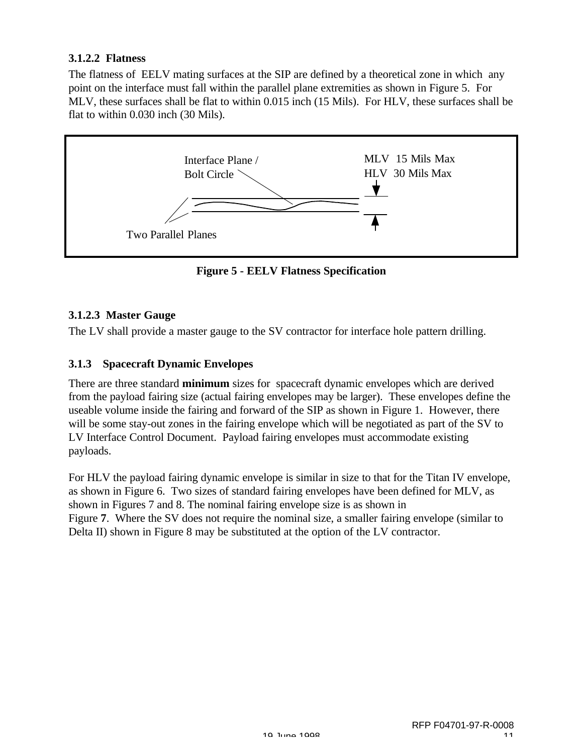#### 3.1.2.2 Flatness

The flatness of EELV mating surfaces at the SIP are defined by a theoretical zone in which any point on the interface must fall within the parallel plane extremities as shown in Figure 5. For MLV, these surfaces shall be flat to within 0.015 inch (15 Mils). For HLV, these surfaces shall be flat to within 0.030 inch (30 Mils).

Interface Plane / Bolt Circle

MLV 15 Mils Max
HLV 30 Mils Max

Two Parallel Planes

**Figure 5 - EELV Flatness Specification**

#### 3.1.2.3 Master Gauge

The LV shall provide a master gauge to the SV contractor for interface hole pattern drilling.

### 3.1.3 Spacecraft Dynamic Envelopes

There are three standard **minimum** sizes for spacecraft dynamic envelopes which are derived from the payload fairing size (actual fairing envelopes may be larger). These envelopes define the useable volume inside the fairing and forward of the SIP as shown in Figure 1. However, there will be some stay-out zones in the fairing envelope which will be negotiated as part of the SV to LV Interface Control Document. Payload fairing envelopes must accommodate existing payloads.

For HLV the payload fairing dynamic envelope is similar in size to that for the Titan IV envelope, as shown in Figure 6. Two sizes of standard fairing envelopes have been defined for MLV, as shown in Figures 7 and 8. The nominal fairing envelope size is as shown in Figure **7**. Where the SV does not require the nominal size, a smaller fairing envelope (similar to Delta II) shown in Figure 8 may be substituted at the option of the LV contractor.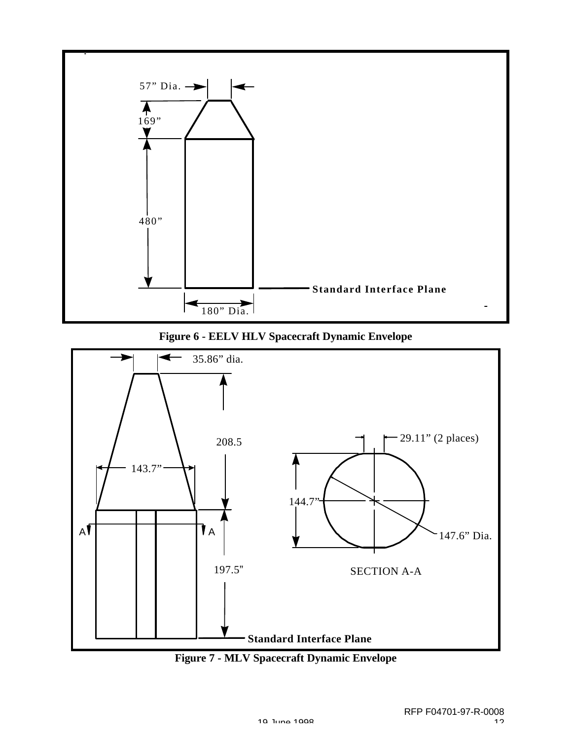57" Dia.

169"

480"

Standard Interface Plane

180" Dia.

**Figure 6 - EELV HLV Spacecraft Dynamic Envelope**

35.86" dia.

208.5

143.7"

29.11" (2 places)

144.7"

147.6" Dia.

A A

197.5"

SECTION A-A

Standard Interface Plane

**Figure 7 - MLV Spacecraft Dynamic Envelope**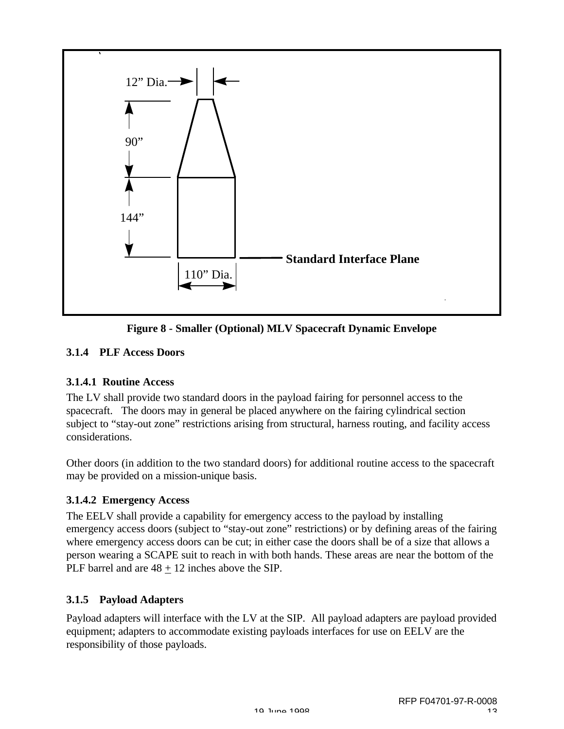12” Dia.

90”

144”

Standard Interface Plane

110” Dia.

**Figure 8 - Smaller (Optional) MLV Spacecraft Dynamic Envelope**

### 3.1.4 PLF Access Doors

#### 3.1.4.1 Routine Access

The LV shall provide two standard doors in the payload fairing for personnel access to the spacecraft. The doors may in general be placed anywhere on the fairing cylindrical section subject to “stay-out zone” restrictions arising from structural, harness routing, and facility access considerations.

Other doors (in addition to the two standard doors) for additional routine access to the spacecraft may be provided on a mission-unique basis.

#### 3.1.4.2 Emergency Access

The EELV shall provide a capability for emergency access to the payload by installing emergency access doors (subject to “stay-out zone” restrictions) or by defining areas of the fairing where emergency access doors can be cut; in either case the doors shall be of a size that allows a person wearing a SCAPE suit to reach in with both hands. These areas are near the bottom of the PLF barrel and are 48 ± 12 inches above the SIP.

### 3.1.5 Payload Adapters

Payload adapters will interface with the LV at the SIP. All payload adapters are payload provided equipment; adapters to accommodate existing payloads interfaces for use on EELV are the responsibility of those payloads.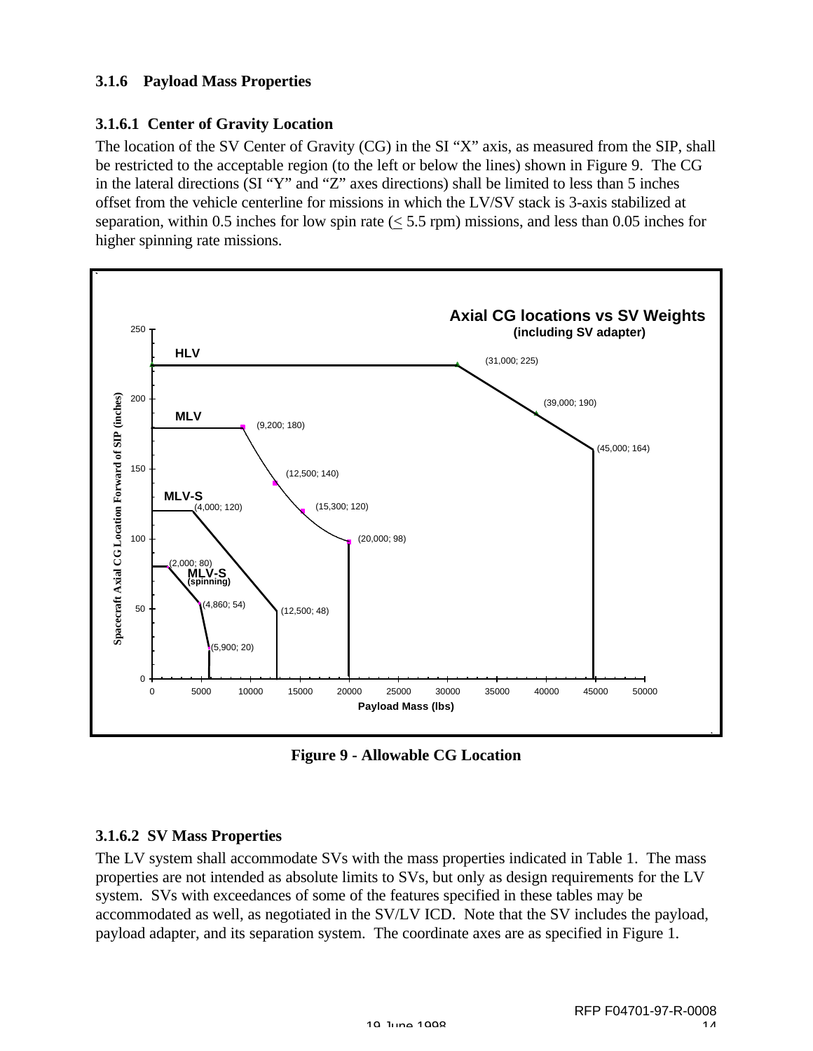### 3.1.6 Payload Mass Properties

#### 3.1.6.1 Center of Gravity Location

The location of the SV Center of Gravity (CG) in the SI "X" axis, as measured from the SIP, shall be restricted to the acceptable region (to the left or below the lines) shown in Figure 9. The CG in the lateral directions (SI "Y" and "Z" axes directions) shall be limited to less than 5 inches offset from the vehicle centerline for missions in which the LV/SV stack is 3-axis stabilized at separation, within 0.5 inches for low spin rate ($\leq$ 5.5 rpm) missions, and less than 0.05 inches for higher spinning rate missions.

**Figure 9 - Allowable CG Location**

#### 3.1.6.2 SV Mass Properties

The LV system shall accommodate SVs with the mass properties indicated in Table 1. The mass properties are not intended as absolute limits to SVs, but only as design requirements for the LV system. SVs with exceedances of some of the features specified in these tables may be accommodated as well, as negotiated in the SV/LV ICD. Note that the SV includes the payload, payload adapter, and its separation system. The coordinate axes are as specified in Figure 1.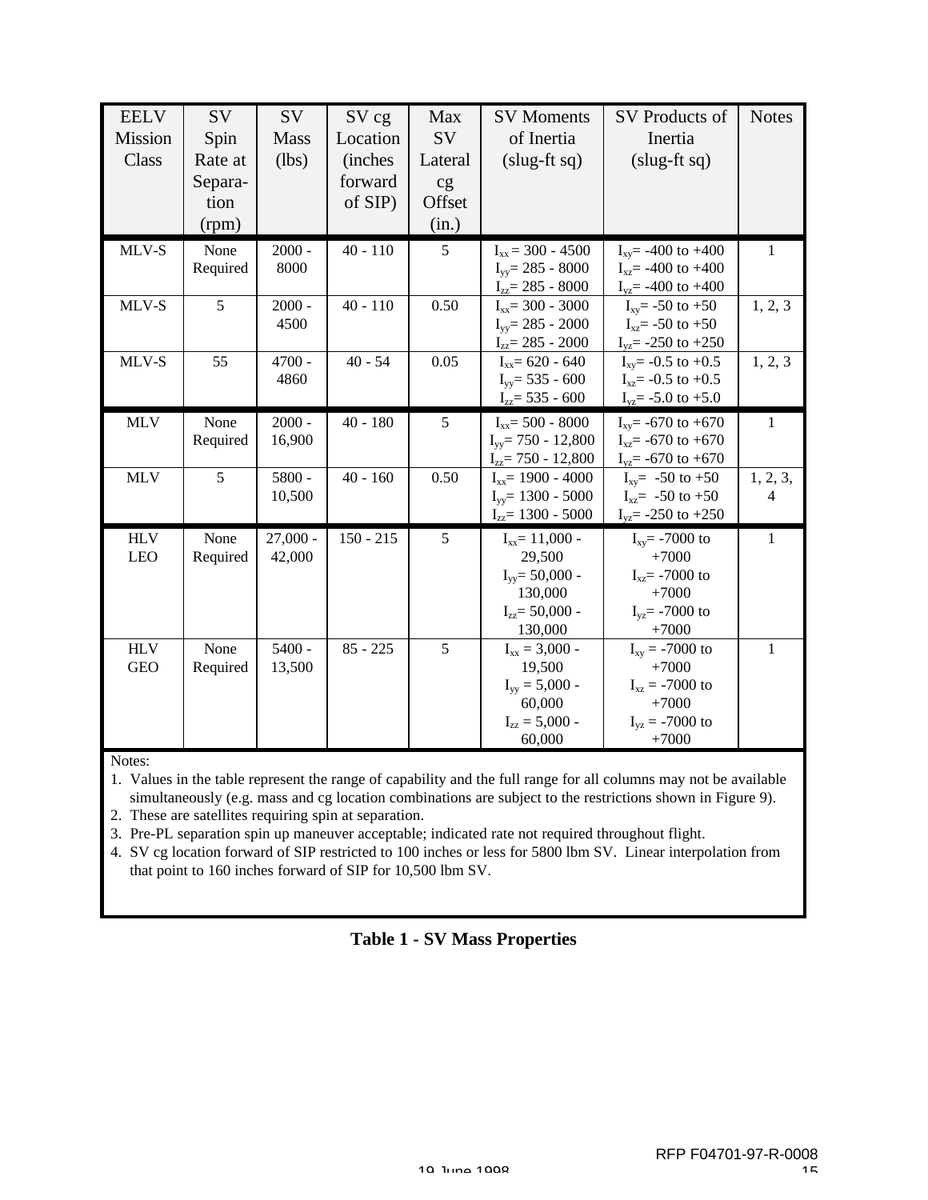| EELV Mission Class | SV Spin Rate at Separation (rpm) | SV Mass (lbs) | SV cg Location (inches forward of SIP) | Max SV Lateral cg Offset (in.) | SV Moments of Inertia (slug-ft sq) | SV Products of Inertia (slug-ft sq) | Notes |
|---|---|---|---|---|---|---|---|
| MLV-S | None Required | 2000 - 8000 | 40 - 110 | 5 | $I_{xx}$ = 300 - 4500<br>$I_{yy}$= 285 - 8000<br>$I_{zz}$= 285 - 8000 | $I_{xy}$= -400 to +400<br>$I_{xz}$= -400 to +400<br>$I_{yz}$= -400 to +400 | 1 |
| MLV-S | 5 | 2000 - 4500 | 40 - 110 | 0.50 | $I_{xx}$= 300 - 3000<br>$I_{yy}$= 285 - 2000<br>$I_{zz}$= 285 - 2000 | $I_{xy}$= -50 to +50<br>$I_{xz}$= -50 to +50<br>$I_{yz}$= -250 to +250 | 1, 2, 3 |
| MLV-S | 55 | 4700 - 4860 | 40 - 54 | 0.05 | $I_{xx}$= 620 - 640<br>$I_{yy}$= 535 - 600<br>$I_{zz}$= 535 - 600 | $I_{xy}$= -0.5 to +0.5<br>$I_{xz}$= -0.5 to +0.5<br>$I_{yz}$= -5.0 to +5.0 | 1, 2, 3 |
| MLV | None Required | 2000 - 16,900 | 40 - 180 | 5 | $I_{xx}$= 500 - 8000<br>$I_{yy}$= 750 - 12,800<br>$I_{zz}$= 750 - 12,800 | $I_{xy}$= -670 to +670<br>$I_{xz}$= -670 to +670<br>$I_{yz}$= -670 to +670 | 1 |
| MLV | 5 | 5800 - 10,500 | 40 - 160 | 0.50 | $I_{xx}$= 1900 - 4000<br>$I_{yy}$= 1300 - 5000<br>$I_{zz}$= 1300 - 5000 | $I_{xy}$= -50 to +50<br>$I_{xz}$= -50 to +50<br>$I_{yz}$= -250 to +250 | 1, 2, 3, 4 |
| HLV LEO | None Required | 27,000 - 42,000 | 150 - 215 | 5 | $I_{xx}$= 11,000 - 29,500<br>$I_{yy}$= 50,000 - 130,000<br>$I_{zz}$= 50,000 - 130,000 | $I_{xy}$= -7000 to +7000<br>$I_{xz}$= -7000 to +7000<br>$I_{yz}$= -7000 to +7000 | 1 |
| HLV GEO | None Required | 5400 - 13,500 | 85 - 225 | 5 | $I_{xx}$ = 3,000 - 19,500<br>$I_{yy}$ = 5,000 - 60,000<br>$I_{zz}$ = 5,000 - 60,000 | $I_{xy}$ = -7000 to +7000<br>$I_{xz}$ = -7000 to +7000<br>$I_{yz}$ = -7000 to +7000 | 1 |

Notes:

1. Values in the table represent the range of capability and the full range for all columns may not be available simultaneously (e.g. mass and cg location combinations are subject to the restrictions shown in Figure 9).
2. These are satellites requiring spin at separation.
3. Pre-PL separation spin up maneuver acceptable; indicated rate not required throughout flight.
4. SV cg location forward of SIP restricted to 100 inches or less for 5800 lbm SV. Linear interpolation from that point to 160 inches forward of SIP for 10,500 lbm SV.

**Table 1 - SV Mass Properties**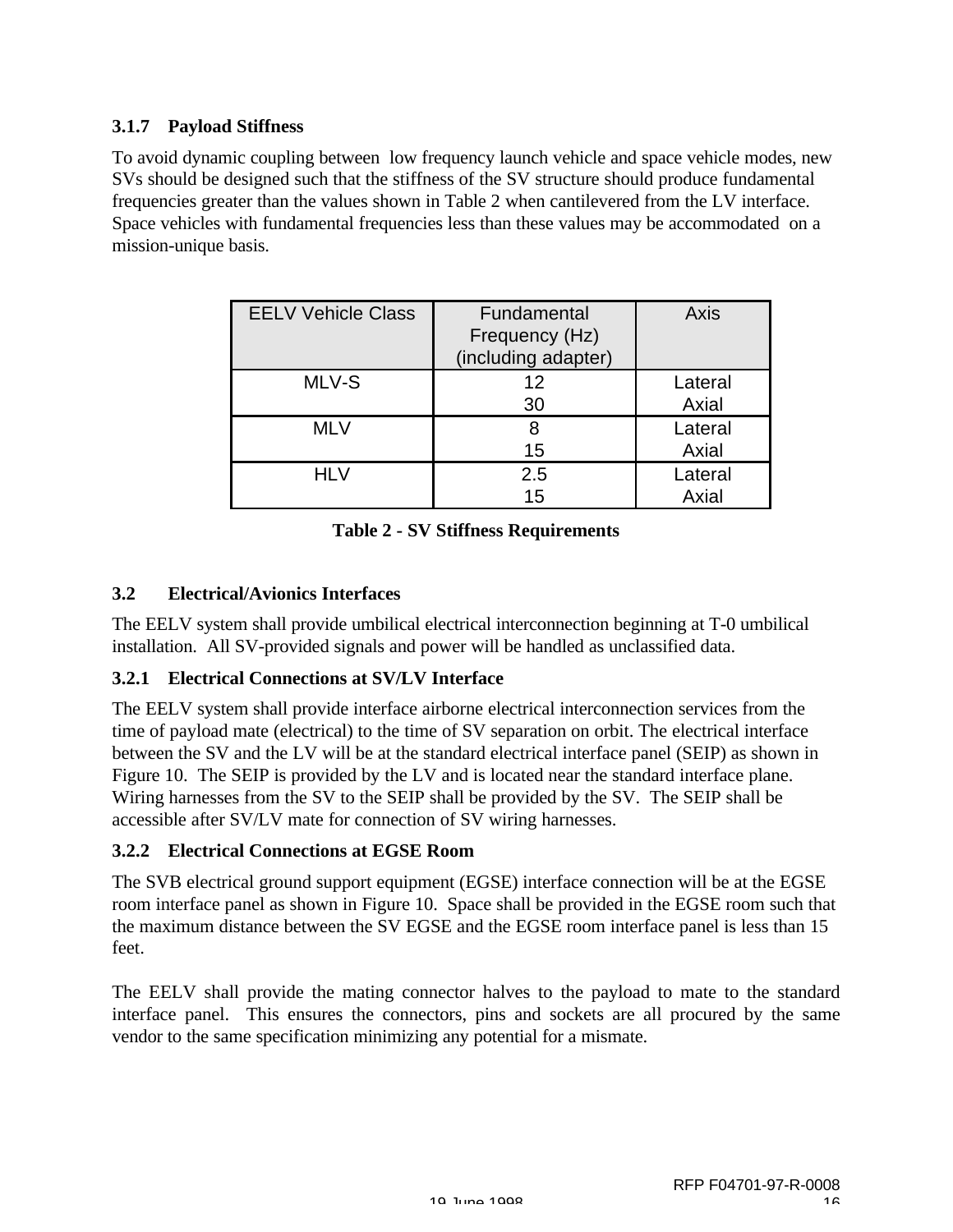### 3.1.7 Payload Stiffness

To avoid dynamic coupling between low frequency launch vehicle and space vehicle modes, new SVs should be designed such that the stiffness of the SV structure should produce fundamental frequencies greater than the values shown in Table 2 when cantilevered from the LV interface. Space vehicles with fundamental frequencies less than these values may be accommodated on a mission-unique basis.

| EELV Vehicle Class | Fundamental Frequency (Hz) (including adapter) | Axis |
|---|---|---|
| MLV-S | 12<br>30 | Lateral<br>Axial |
| MLV | 8<br>15 | Lateral<br>Axial |
| HLV | 2.5<br>15 | Lateral<br>Axial |

**Table 2 - SV Stiffness Requirements**

## 3.2 Electrical/Avionics Interfaces

The EELV system shall provide umbilical electrical interconnection beginning at T-0 umbilical installation. All SV-provided signals and power will be handled as unclassified data.

### 3.2.1 Electrical Connections at SV/LV Interface

The EELV system shall provide interface airborne electrical interconnection services from the time of payload mate (electrical) to the time of SV separation on orbit. The electrical interface between the SV and the LV will be at the standard electrical interface panel (SEIP) as shown in Figure 10. The SEIP is provided by the LV and is located near the standard interface plane. Wiring harnesses from the SV to the SEIP shall be provided by the SV. The SEIP shall be accessible after SV/LV mate for connection of SV wiring harnesses.

### 3.2.2 Electrical Connections at EGSE Room

The SVB electrical ground support equipment (EGSE) interface connection will be at the EGSE room interface panel as shown in Figure 10. Space shall be provided in the EGSE room such that the maximum distance between the SV EGSE and the EGSE room interface panel is less than 15 feet.

The EELV shall provide the mating connector halves to the payload to mate to the standard interface panel. This ensures the connectors, pins and sockets are all procured by the same vendor to the same specification minimizing any potential for a mismate.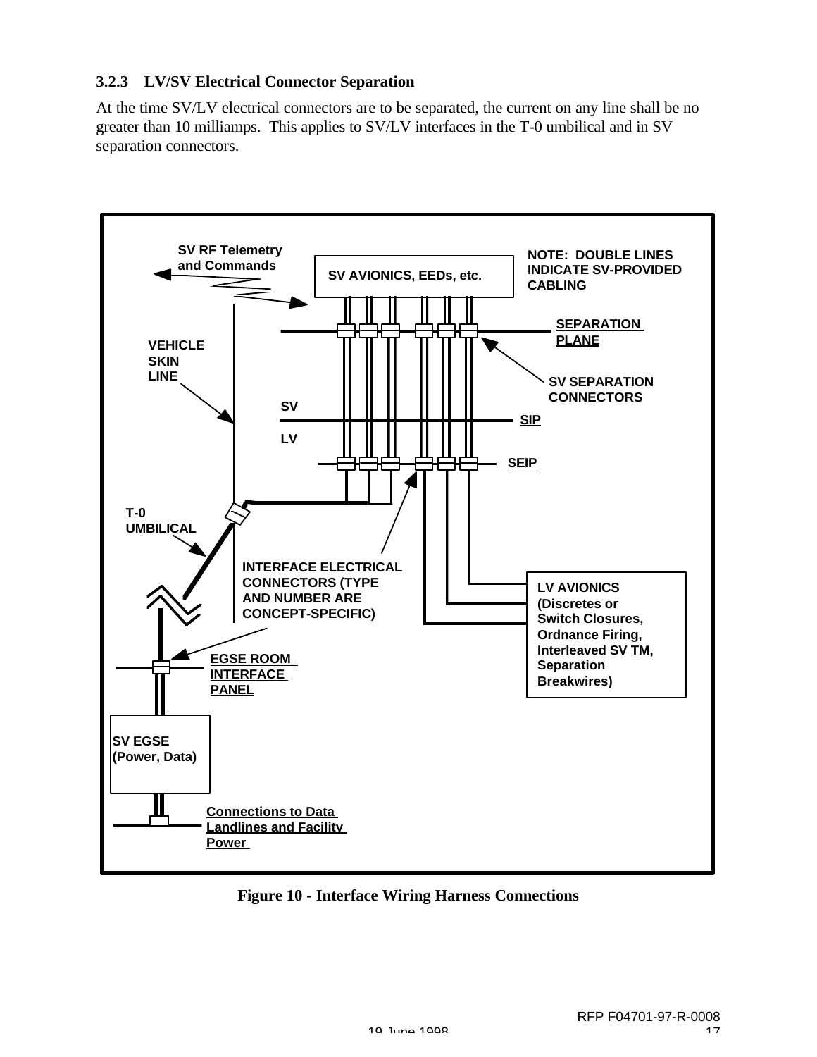### 3.2.3 LV/SV Electrical Connector Separation

At the time SV/LV electrical connectors are to be separated, the current on any line shall be no greater than 10 milliamps. This applies to SV/LV interfaces in the T-0 umbilical and in SV separation connectors.

SV RF Telemetry and Commands

SV AVIONICS, EEDs, etc.

NOTE: DOUBLE LINES INDICATE SV-PROVIDED CABLING

SEPARATION PLANE

VEHICLE SKIN LINE

SV SEPARATION CONNECTORS

SV

SIP

LV

SEIP

T-0 UMBILICAL

INTERFACE ELECTRICAL CONNECTORS (TYPE AND NUMBER ARE CONCEPT-SPECIFIC)

LV AVIONICS (Discretes or Switch Closures, Ordnance Firing, Interleaved SV TM, Separation Breakwires)

EGSE ROOM INTERFACE PANEL

SV EGSE (Power, Data)

Connections to Data Landlines and Facility Power

**Figure 10 - Interface Wiring Harness Connections**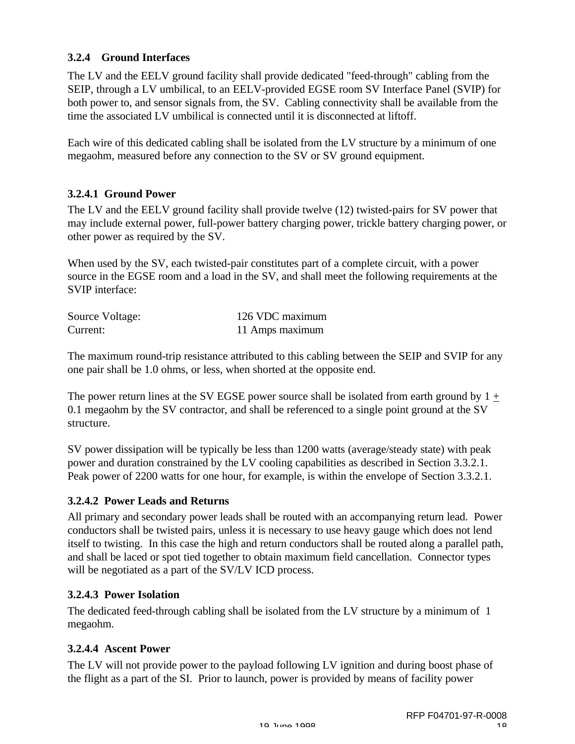### 3.2.4 Ground Interfaces

The LV and the EELV ground facility shall provide dedicated "feed-through" cabling from the SEIP, through a LV umbilical, to an EELV-provided EGSE room SV Interface Panel (SVIP) for both power to, and sensor signals from, the SV. Cabling connectivity shall be available from the time the associated LV umbilical is connected until it is disconnected at liftoff.

Each wire of this dedicated cabling shall be isolated from the LV structure by a minimum of one megaohm, measured before any connection to the SV or SV ground equipment.

#### 3.2.4.1 Ground Power

The LV and the EELV ground facility shall provide twelve (12) twisted-pairs for SV power that may include external power, full-power battery charging power, trickle battery charging power, or other power as required by the SV.

When used by the SV, each twisted-pair constitutes part of a complete circuit, with a power source in the EGSE room and a load in the SV, and shall meet the following requirements at the SVIP interface:

| | |
|---|---|
| Source Voltage: | 126 VDC maximum |
| Current: | 11 Amps maximum |

The maximum round-trip resistance attributed to this cabling between the SEIP and SVIP for any one pair shall be 1.0 ohms, or less, when shorted at the opposite end.

The power return lines at the SV EGSE power source shall be isolated from earth ground by 1 ± 0.1 megaohm by the SV contractor, and shall be referenced to a single point ground at the SV structure.

SV power dissipation will be typically be less than 1200 watts (average/steady state) with peak power and duration constrained by the LV cooling capabilities as described in Section 3.3.2.1. Peak power of 2200 watts for one hour, for example, is within the envelope of Section 3.3.2.1.

#### 3.2.4.2 Power Leads and Returns

All primary and secondary power leads shall be routed with an accompanying return lead. Power conductors shall be twisted pairs, unless it is necessary to use heavy gauge which does not lend itself to twisting. In this case the high and return conductors shall be routed along a parallel path, and shall be laced or spot tied together to obtain maximum field cancellation. Connector types will be negotiated as a part of the SV/LV ICD process.

#### 3.2.4.3 Power Isolation

The dedicated feed-through cabling shall be isolated from the LV structure by a minimum of 1 megaohm.

#### 3.2.4.4 Ascent Power

The LV will not provide power to the payload following LV ignition and during boost phase of the flight as a part of the SI. Prior to launch, power is provided by means of facility power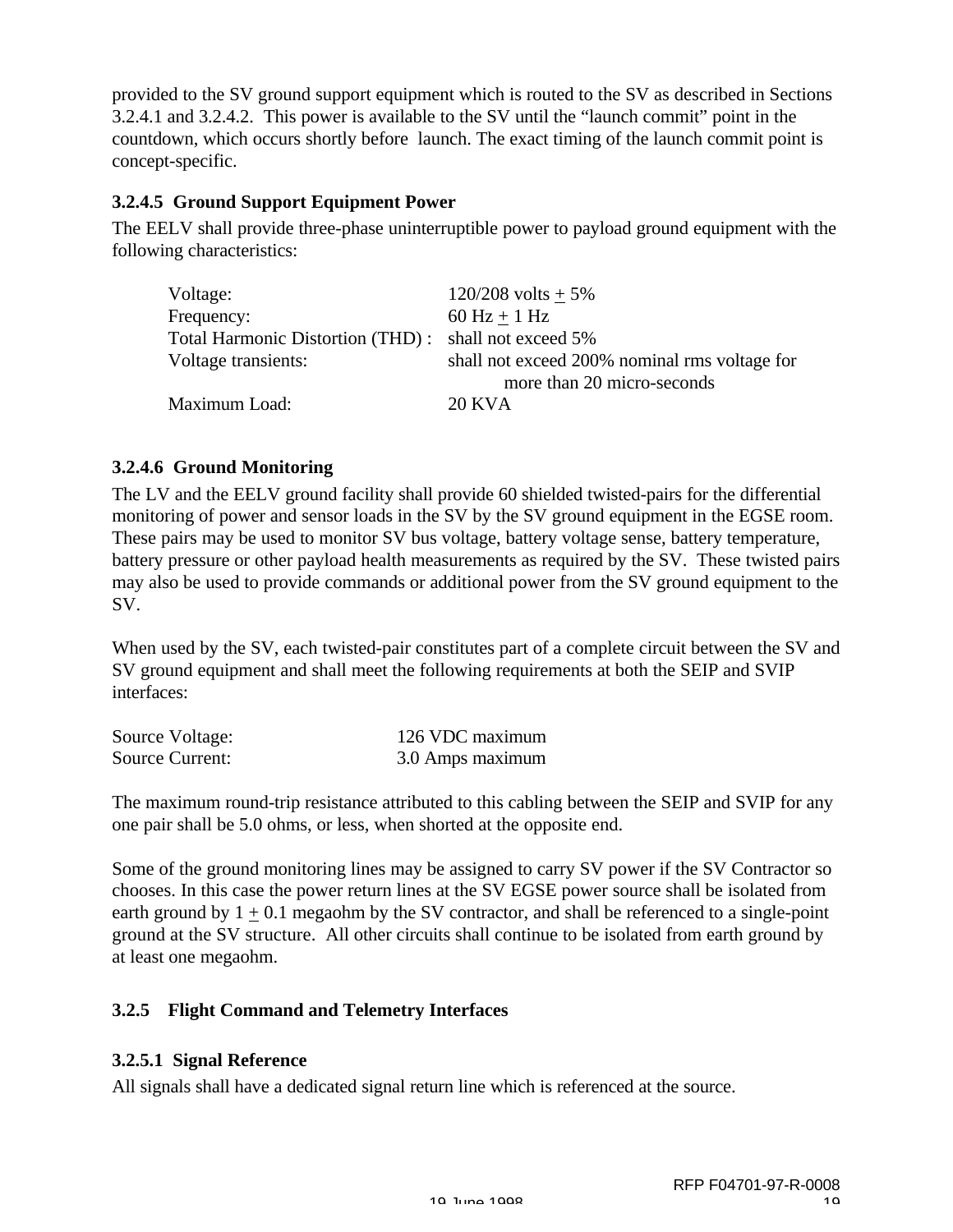provided to the SV ground support equipment which is routed to the SV as described in Sections 3.2.4.1 and 3.2.4.2. This power is available to the SV until the "launch commit" point in the countdown, which occurs shortly before launch. The exact timing of the launch commit point is concept-specific.

#### 3.2.4.5 Ground Support Equipment Power

The EELV shall provide three-phase uninterruptible power to payload ground equipment with the following characteristics:

| | |
|---|---|
| Voltage: | 120/208 volts ± 5% |
| Frequency: | 60 Hz ± 1 Hz |
| Total Harmonic Distortion (THD) : | shall not exceed 5% |
| Voltage transients: | shall not exceed 200% nominal rms voltage for more than 20 micro-seconds |
| Maximum Load: | 20 KVA |

#### 3.2.4.6 Ground Monitoring

The LV and the EELV ground facility shall provide 60 shielded twisted-pairs for the differential monitoring of power and sensor loads in the SV by the SV ground equipment in the EGSE room. These pairs may be used to monitor SV bus voltage, battery voltage sense, battery temperature, battery pressure or other payload health measurements as required by the SV. These twisted pairs may also be used to provide commands or additional power from the SV ground equipment to the SV.

When used by the SV, each twisted-pair constitutes part of a complete circuit between the SV and SV ground equipment and shall meet the following requirements at both the SEIP and SVIP interfaces:

| | |
|---|---|
| Source Voltage: | 126 VDC maximum |
| Source Current: | 3.0 Amps maximum |

The maximum round-trip resistance attributed to this cabling between the SEIP and SVIP for any one pair shall be 5.0 ohms, or less, when shorted at the opposite end.

Some of the ground monitoring lines may be assigned to carry SV power if the SV Contractor so chooses. In this case the power return lines at the SV EGSE power source shall be isolated from earth ground by 1 ± 0.1 megaohm by the SV contractor, and shall be referenced to a single-point ground at the SV structure. All other circuits shall continue to be isolated from earth ground by at least one megaohm.

### 3.2.5 Flight Command and Telemetry Interfaces

#### 3.2.5.1 Signal Reference

All signals shall have a dedicated signal return line which is referenced at the source.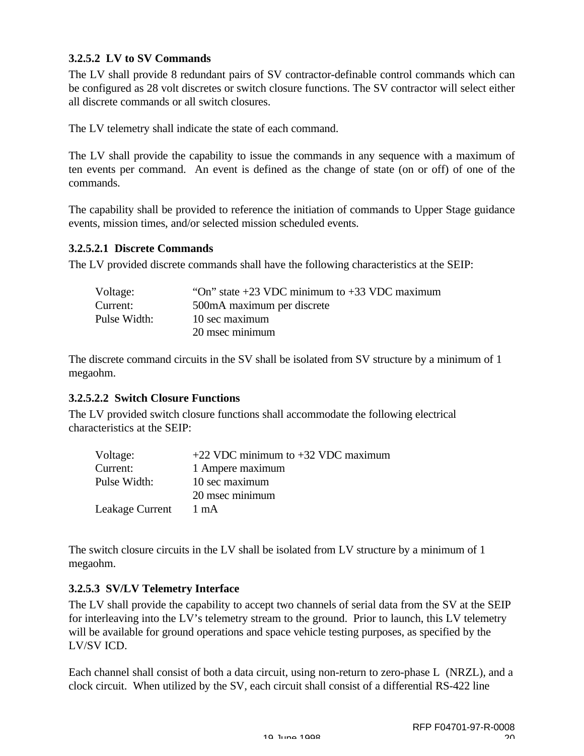### 3.2.5.2 LV to SV Commands

The LV shall provide 8 redundant pairs of SV contractor-definable control commands which can be configured as 28 volt discretes or switch closure functions. The SV contractor will select either all discrete commands or all switch closures.

The LV telemetry shall indicate the state of each command.

The LV shall provide the capability to issue the commands in any sequence with a maximum of ten events per command. An event is defined as the change of state (on or off) of one of the commands.

The capability shall be provided to reference the initiation of commands to Upper Stage guidance events, mission times, and/or selected mission scheduled events.

#### 3.2.5.2.1 Discrete Commands

The LV provided discrete commands shall have the following characteristics at the SEIP:

| | |
|---|---|
| Voltage: | "On" state +23 VDC minimum to +33 VDC maximum |
| Current: | 500mA maximum per discrete |
| Pulse Width: | 10 sec maximum |
| | 20 msec minimum |

The discrete command circuits in the SV shall be isolated from SV structure by a minimum of 1 megaohm.

#### 3.2.5.2.2 Switch Closure Functions

The LV provided switch closure functions shall accommodate the following electrical characteristics at the SEIP:

| | |
|---|---|
| Voltage: | +22 VDC minimum to +32 VDC maximum |
| Current: | 1 Ampere maximum |
| Pulse Width: | 10 sec maximum |
| | 20 msec minimum |
| Leakage Current | 1 mA |

The switch closure circuits in the LV shall be isolated from LV structure by a minimum of 1 megaohm.

### 3.2.5.3 SV/LV Telemetry Interface

The LV shall provide the capability to accept two channels of serial data from the SV at the SEIP for interleaving into the LV's telemetry stream to the ground. Prior to launch, this LV telemetry will be available for ground operations and space vehicle testing purposes, as specified by the LV/SV ICD.

Each channel shall consist of both a data circuit, using non-return to zero-phase L (NRZL), and a clock circuit. When utilized by the SV, each circuit shall consist of a differential RS-422 line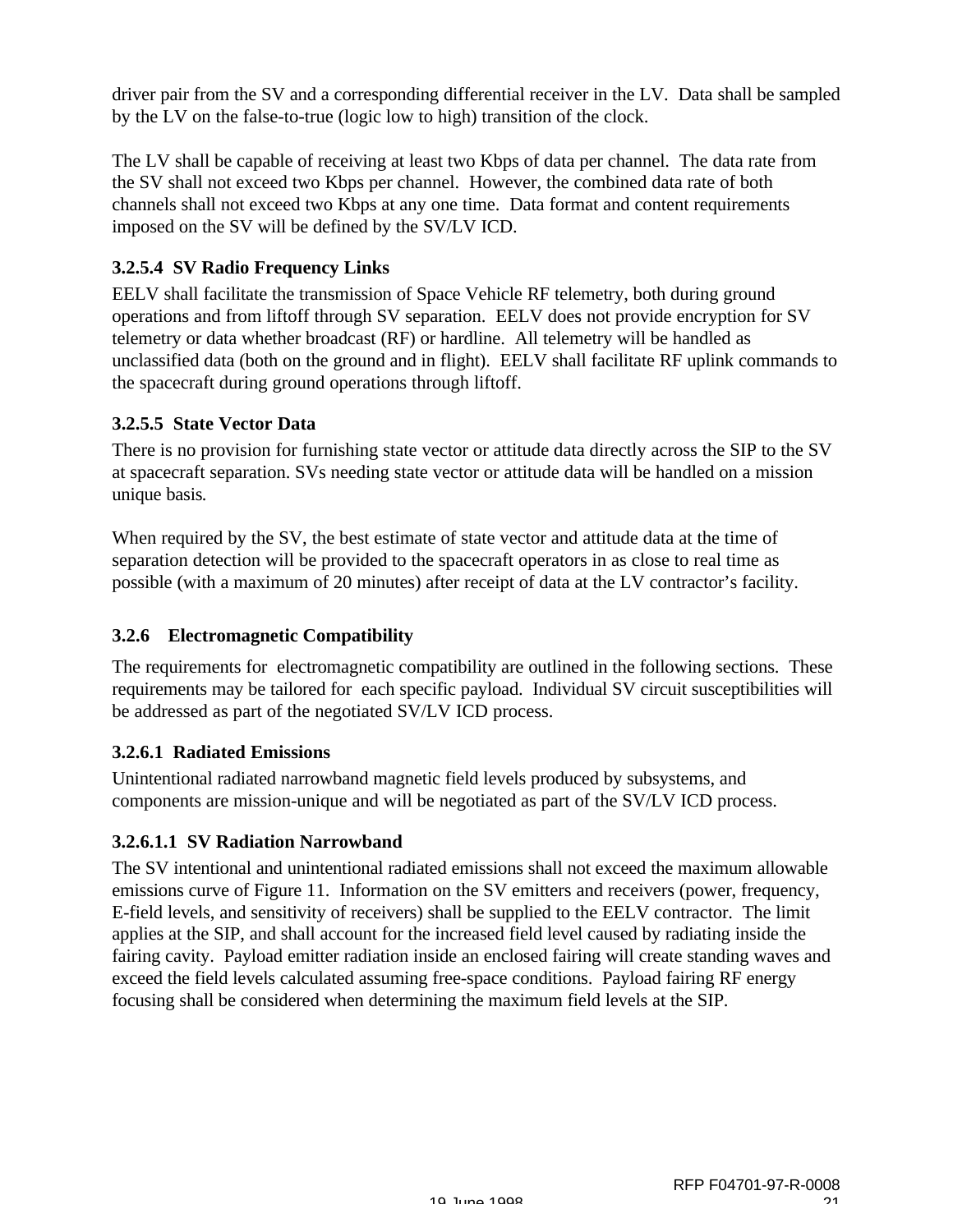driver pair from the SV and a corresponding differential receiver in the LV. Data shall be sampled by the LV on the false-to-true (logic low to high) transition of the clock.

The LV shall be capable of receiving at least two Kbps of data per channel. The data rate from the SV shall not exceed two Kbps per channel. However, the combined data rate of both channels shall not exceed two Kbps at any one time. Data format and content requirements imposed on the SV will be defined by the SV/LV ICD.

#### 3.2.5.4 SV Radio Frequency Links

EELV shall facilitate the transmission of Space Vehicle RF telemetry, both during ground operations and from liftoff through SV separation. EELV does not provide encryption for SV telemetry or data whether broadcast (RF) or hardline. All telemetry will be handled as unclassified data (both on the ground and in flight). EELV shall facilitate RF uplink commands to the spacecraft during ground operations through liftoff.

#### 3.2.5.5 State Vector Data

There is no provision for furnishing state vector or attitude data directly across the SIP to the SV at spacecraft separation. SVs needing state vector or attitude data will be handled on a mission unique basis.

When required by the SV, the best estimate of state vector and attitude data at the time of separation detection will be provided to the spacecraft operators in as close to real time as possible (with a maximum of 20 minutes) after receipt of data at the LV contractor's facility.

### 3.2.6 Electromagnetic Compatibility

The requirements for electromagnetic compatibility are outlined in the following sections. These requirements may be tailored for each specific payload. Individual SV circuit susceptibilities will be addressed as part of the negotiated SV/LV ICD process.

#### 3.2.6.1 Radiated Emissions

Unintentional radiated narrowband magnetic field levels produced by subsystems, and components are mission-unique and will be negotiated as part of the SV/LV ICD process.

##### 3.2.6.1.1 SV Radiation Narrowband

The SV intentional and unintentional radiated emissions shall not exceed the maximum allowable emissions curve of Figure 11. Information on the SV emitters and receivers (power, frequency, E-field levels, and sensitivity of receivers) shall be supplied to the EELV contractor. The limit applies at the SIP, and shall account for the increased field level caused by radiating inside the fairing cavity. Payload emitter radiation inside an enclosed fairing will create standing waves and exceed the field levels calculated assuming free-space conditions. Payload fairing RF energy focusing shall be considered when determining the maximum field levels at the SIP.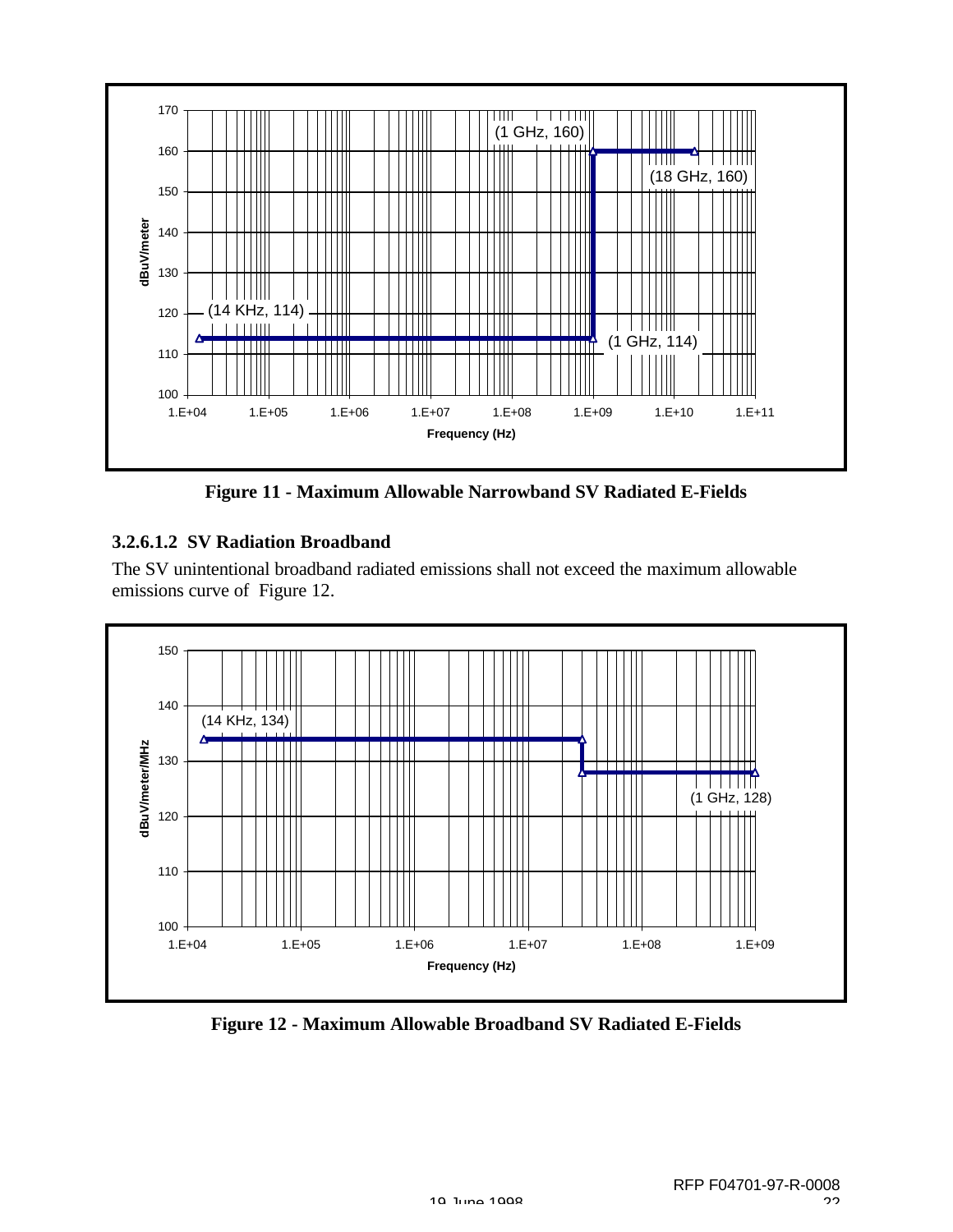**Figure 11 - Maximum Allowable Narrowband SV Radiated E-Fields**

### 3.2.6.1.2 SV Radiation Broadband

The SV unintentional broadband radiated emissions shall not exceed the maximum allowable emissions curve of Figure 12.

**Figure 12 - Maximum Allowable Broadband SV Radiated E-Fields**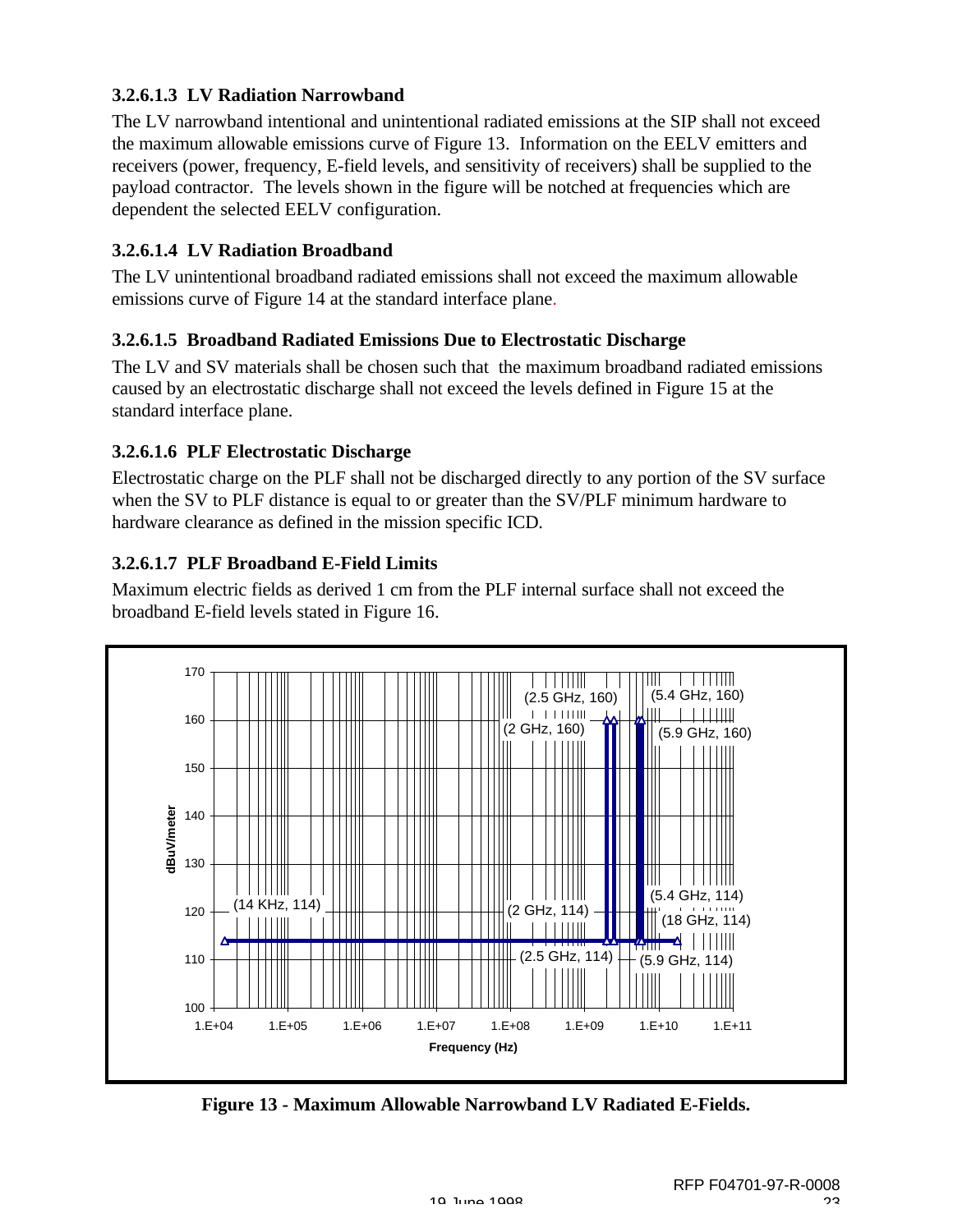### 3.2.6.1.3 LV Radiation Narrowband

The LV narrowband intentional and unintentional radiated emissions at the SIP shall not exceed the maximum allowable emissions curve of Figure 13. Information on the EELV emitters and receivers (power, frequency, E-field levels, and sensitivity of receivers) shall be supplied to the payload contractor. The levels shown in the figure will be notched at frequencies which are dependent the selected EELV configuration.

### 3.2.6.1.4 LV Radiation Broadband

The LV unintentional broadband radiated emissions shall not exceed the maximum allowable emissions curve of Figure 14 at the standard interface plane.

### 3.2.6.1.5 Broadband Radiated Emissions Due to Electrostatic Discharge

The LV and SV materials shall be chosen such that the maximum broadband radiated emissions caused by an electrostatic discharge shall not exceed the levels defined in Figure 15 at the standard interface plane.

### 3.2.6.1.6 PLF Electrostatic Discharge

Electrostatic charge on the PLF shall not be discharged directly to any portion of the SV surface when the SV to PLF distance is equal to or greater than the SV/PLF minimum hardware to hardware clearance as defined in the mission specific ICD.

### 3.2.6.1.7 PLF Broadband E-Field Limits

Maximum electric fields as derived 1 cm from the PLF internal surface shall not exceed the broadband E-field levels stated in Figure 16.

**Figure 13 - Maximum Allowable Narrowband LV Radiated E-Fields.**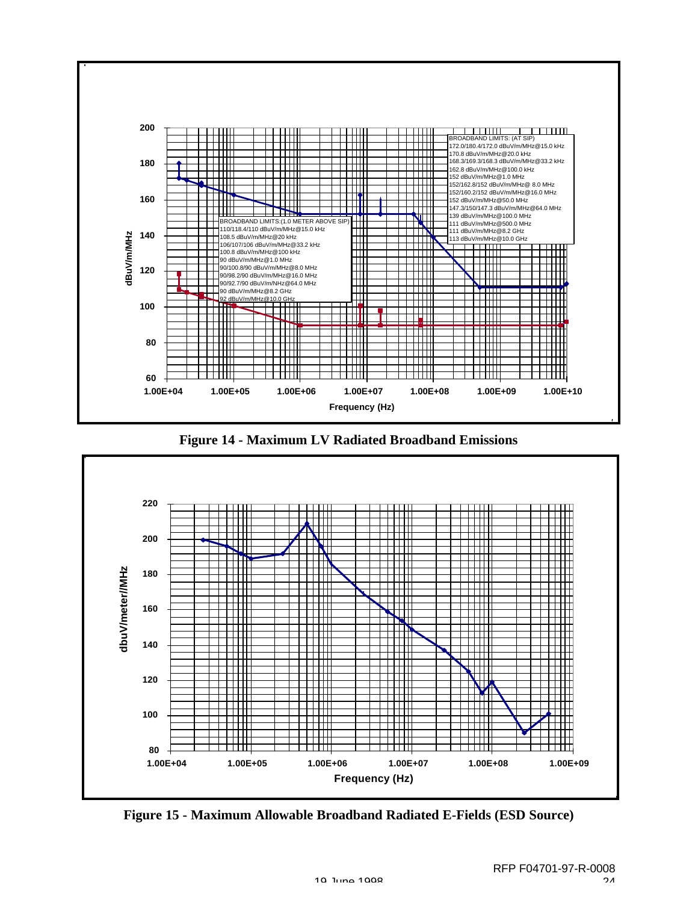**Figure 14 - Maximum LV Radiated Broadband Emissions**

**Figure 15 - Maximum Allowable Broadband Radiated E-Fields (ESD Source)**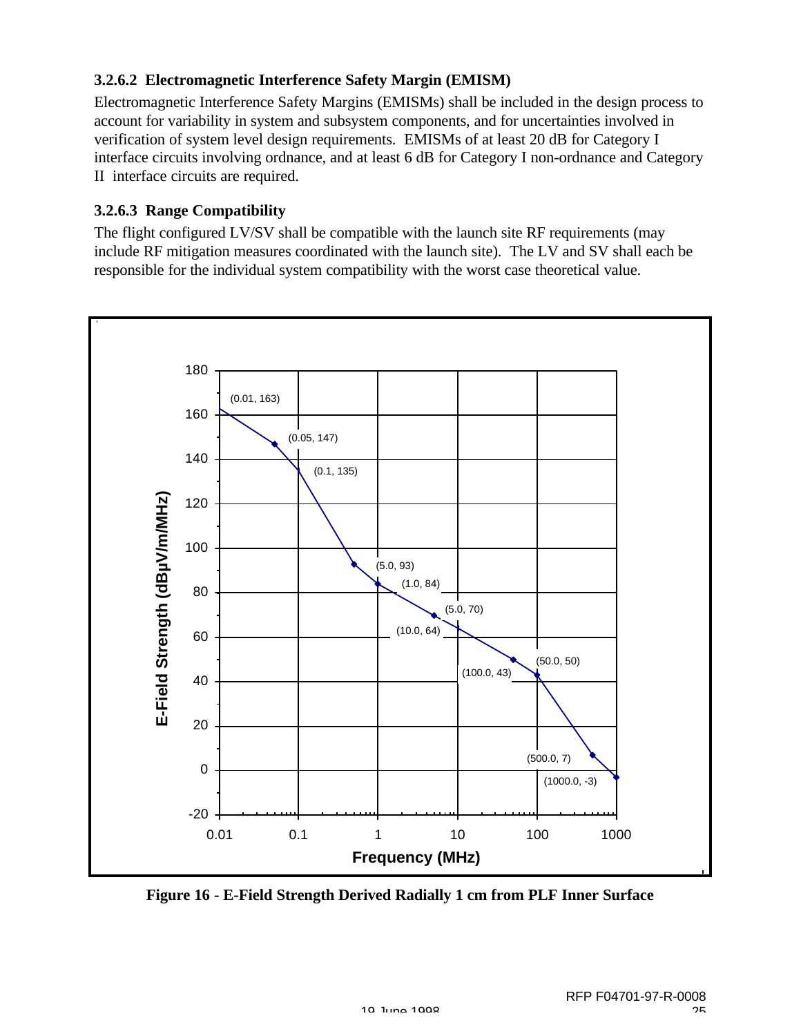### 3.2.6.2 Electromagnetic Interference Safety Margin (EMISM)

Electromagnetic Interference Safety Margins (EMISMs) shall be included in the design process to account for variability in system and subsystem components, and for uncertainties involved in verification of system level design requirements. EMISMs of at least 20 dB for Category I interface circuits involving ordnance, and at least 6 dB for Category I non-ordnance and Category II interface circuits are required.

### 3.2.6.3 Range Compatibility

The flight configured LV/SV shall be compatible with the launch site RF requirements (may include RF mitigation measures coordinated with the launch site). The LV and SV shall each be responsible for the individual system compatibility with the worst case theoretical value.

**Figure 16 - E-Field Strength Derived Radially 1 cm from PLF Inner Surface**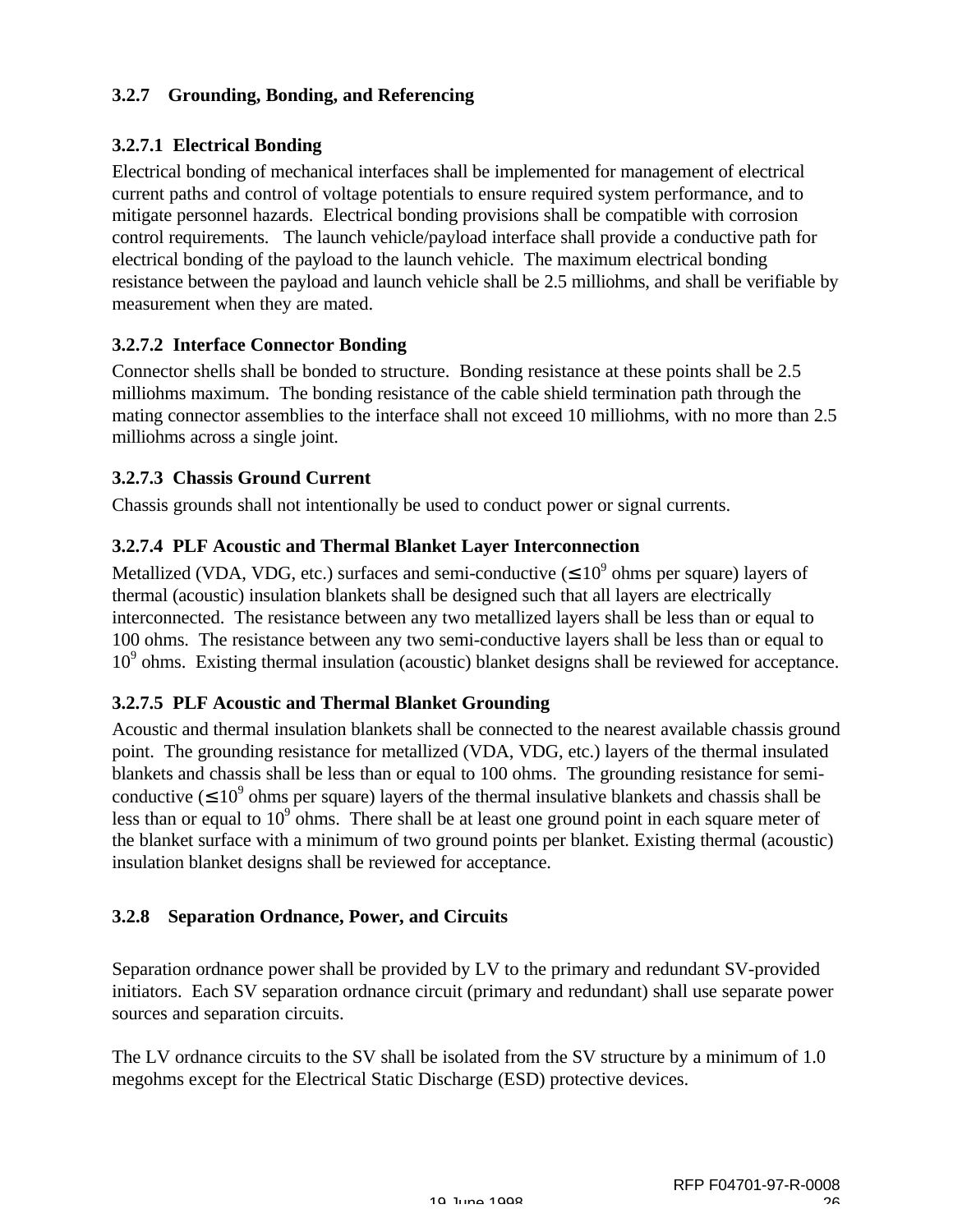### 3.2.7 Grounding, Bonding, and Referencing

#### 3.2.7.1 Electrical Bonding

Electrical bonding of mechanical interfaces shall be implemented for management of electrical current paths and control of voltage potentials to ensure required system performance, and to mitigate personnel hazards. Electrical bonding provisions shall be compatible with corrosion control requirements. The launch vehicle/payload interface shall provide a conductive path for electrical bonding of the payload to the launch vehicle. The maximum electrical bonding resistance between the payload and launch vehicle shall be 2.5 milliohms, and shall be verifiable by measurement when they are mated.

#### 3.2.7.2 Interface Connector Bonding

Connector shells shall be bonded to structure. Bonding resistance at these points shall be 2.5 milliohms maximum. The bonding resistance of the cable shield termination path through the mating connector assemblies to the interface shall not exceed 10 milliohms, with no more than 2.5 milliohms across a single joint.

#### 3.2.7.3 Chassis Ground Current

Chassis grounds shall not intentionally be used to conduct power or signal currents.

#### 3.2.7.4 PLF Acoustic and Thermal Blanket Layer Interconnection

Metallized (VDA, VDG, etc.) surfaces and semi-conductive ($\leq 10^9$ ohms per square) layers of thermal (acoustic) insulation blankets shall be designed such that all layers are electrically interconnected. The resistance between any two metallized layers shall be less than or equal to 100 ohms. The resistance between any two semi-conductive layers shall be less than or equal to $10^9$ ohms. Existing thermal insulation (acoustic) blanket designs shall be reviewed for acceptance.

#### 3.2.7.5 PLF Acoustic and Thermal Blanket Grounding

Acoustic and thermal insulation blankets shall be connected to the nearest available chassis ground point. The grounding resistance for metallized (VDA, VDG, etc.) layers of the thermal insulated blankets and chassis shall be less than or equal to 100 ohms. The grounding resistance for semi-conductive ($\leq 10^9$ ohms per square) layers of the thermal insulative blankets and chassis shall be less than or equal to $10^9$ ohms. There shall be at least one ground point in each square meter of the blanket surface with a minimum of two ground points per blanket. Existing thermal (acoustic) insulation blanket designs shall be reviewed for acceptance.

### 3.2.8 Separation Ordnance, Power, and Circuits

Separation ordnance power shall be provided by LV to the primary and redundant SV-provided initiators. Each SV separation ordnance circuit (primary and redundant) shall use separate power sources and separation circuits.

The LV ordnance circuits to the SV shall be isolated from the SV structure by a minimum of 1.0 megohms except for the Electrical Static Discharge (ESD) protective devices.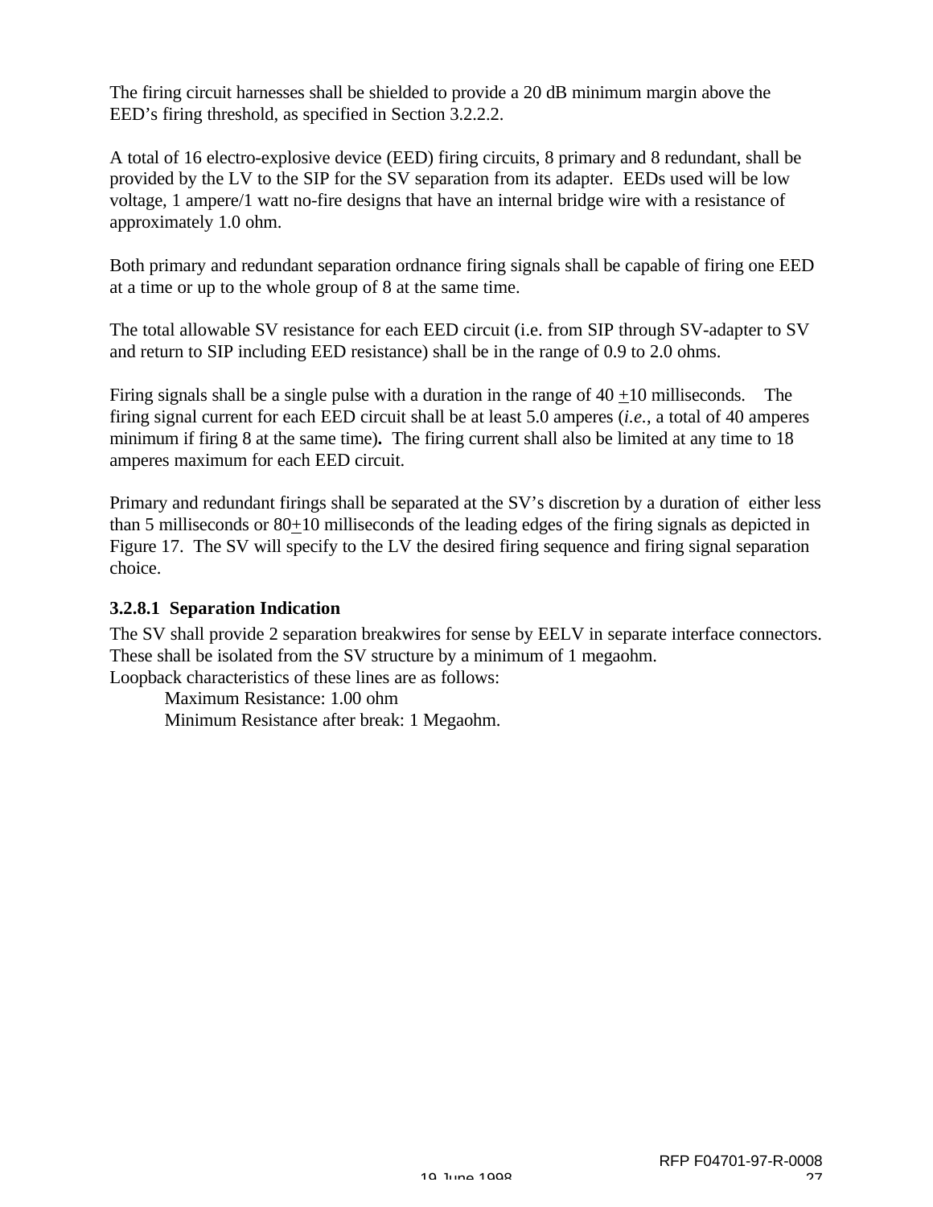The firing circuit harnesses shall be shielded to provide a 20 dB minimum margin above the EED's firing threshold, as specified in Section 3.2.2.2.

A total of 16 electro-explosive device (EED) firing circuits, 8 primary and 8 redundant, shall be provided by the LV to the SIP for the SV separation from its adapter. EEDs used will be low voltage, 1 ampere/1 watt no-fire designs that have an internal bridge wire with a resistance of approximately 1.0 ohm.

Both primary and redundant separation ordnance firing signals shall be capable of firing one EED at a time or up to the whole group of 8 at the same time.

The total allowable SV resistance for each EED circuit (i.e. from SIP through SV-adapter to SV and return to SIP including EED resistance) shall be in the range of 0.9 to 2.0 ohms.

Firing signals shall be a single pulse with a duration in the range of 40 ±10 milliseconds. The firing signal current for each EED circuit shall be at least 5.0 amperes (*i.e.*, a total of 40 amperes minimum if firing 8 at the same time). The firing current shall also be limited at any time to 18 amperes maximum for each EED circuit.

Primary and redundant firings shall be separated at the SV's discretion by a duration of either less than 5 milliseconds or 80±10 milliseconds of the leading edges of the firing signals as depicted in Figure 17. The SV will specify to the LV the desired firing sequence and firing signal separation choice.

**3.2.8.1 Separation Indication**

The SV shall provide 2 separation breakwires for sense by EELV in separate interface connectors. These shall be isolated from the SV structure by a minimum of 1 megaohm.
Loopback characteristics of these lines are as follows:

Maximum Resistance: 1.00 ohm
Minimum Resistance after break: 1 Megaohm.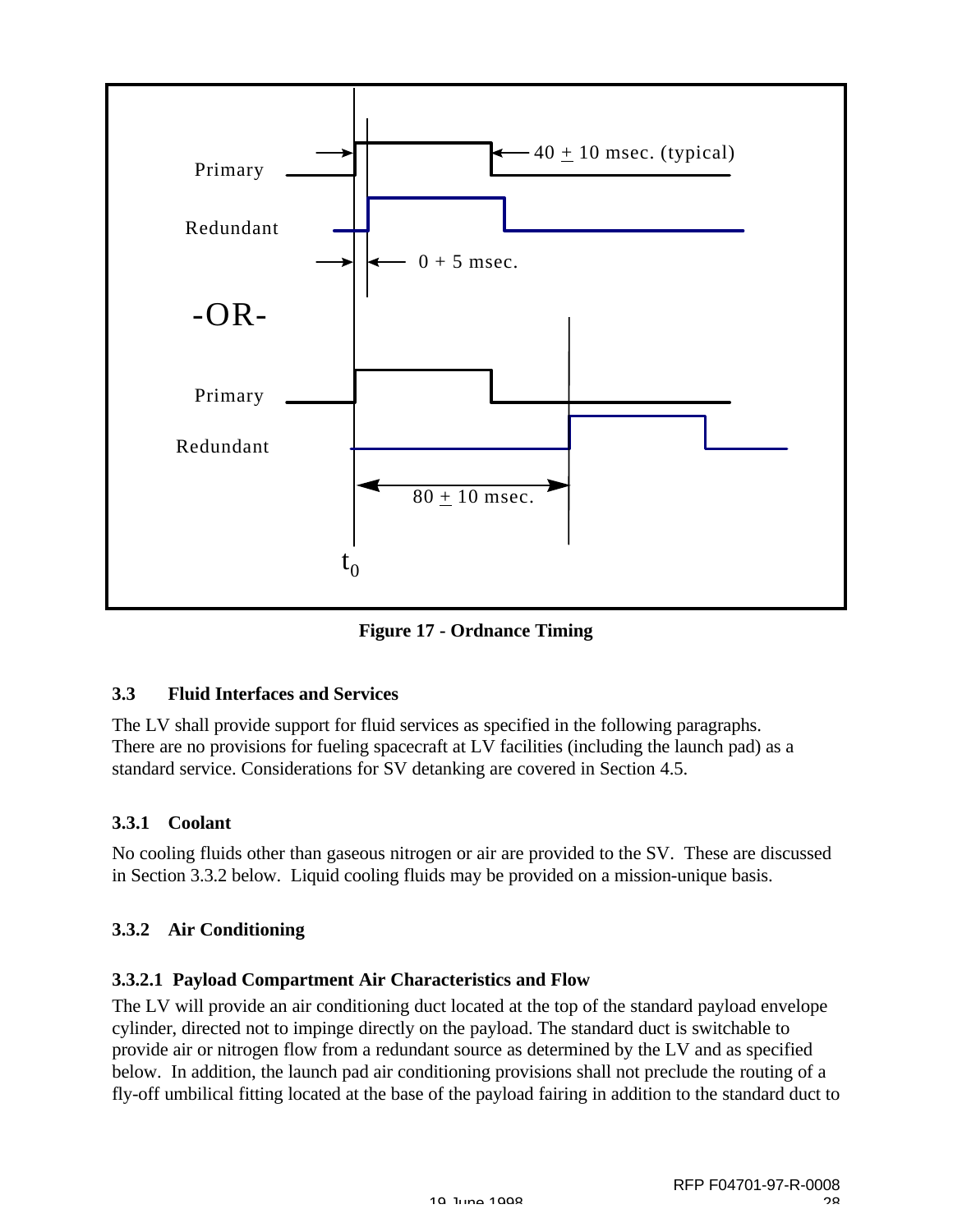Primary

Redundant

40 ± 10 msec. (typical)

0 + 5 msec.

-OR-

Primary

Redundant

80 ± 10 msec.

$t_0$

**Figure 17 - Ordnance Timing**

### 3.3 Fluid Interfaces and Services

The LV shall provide support for fluid services as specified in the following paragraphs. There are no provisions for fueling spacecraft at LV facilities (including the launch pad) as a standard service. Considerations for SV detanking are covered in Section 4.5.

#### 3.3.1 Coolant

No cooling fluids other than gaseous nitrogen or air are provided to the SV. These are discussed in Section 3.3.2 below. Liquid cooling fluids may be provided on a mission-unique basis.

#### 3.3.2 Air Conditioning

##### 3.3.2.1 Payload Compartment Air Characteristics and Flow

The LV will provide an air conditioning duct located at the top of the standard payload envelope cylinder, directed not to impinge directly on the payload. The standard duct is switchable to provide air or nitrogen flow from a redundant source as determined by the LV and as specified below. In addition, the launch pad air conditioning provisions shall not preclude the routing of a fly-off umbilical fitting located at the base of the payload fairing in addition to the standard duct to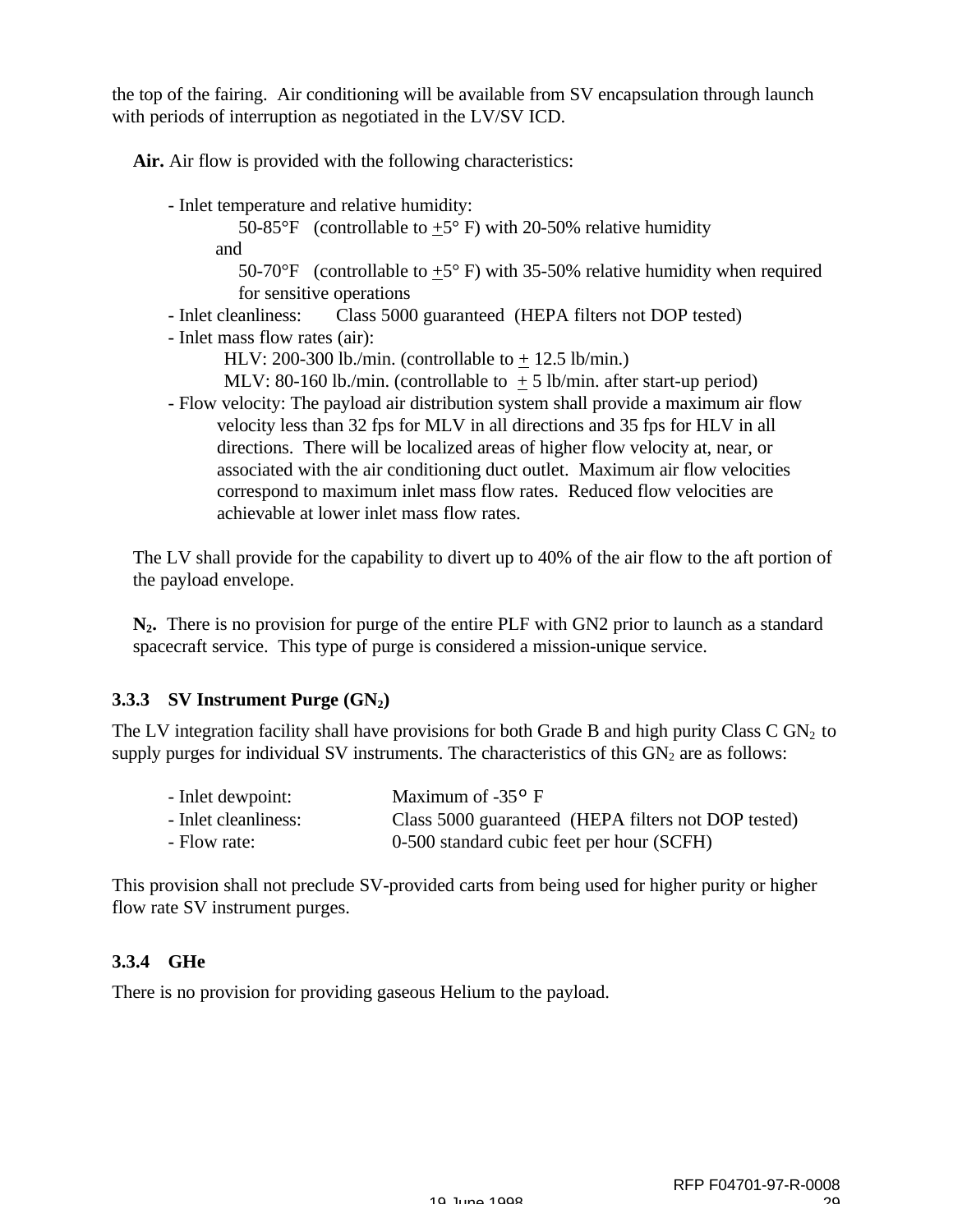the top of the fairing. Air conditioning will be available from SV encapsulation through launch with periods of interruption as negotiated in the LV/SV ICD.

**Air.** Air flow is provided with the following characteristics:

- Inlet temperature and relative humidity:
  - 50-85°F (controllable to ±5° F) with 20-50% relative humidity
  
    and
  - 50-70°F (controllable to ±5° F) with 35-50% relative humidity when required for sensitive operations
- Inlet cleanliness: Class 5000 guaranteed (HEPA filters not DOP tested)
- Inlet mass flow rates (air):
  - HLV: 200-300 lb./min. (controllable to ± 12.5 lb/min.)
  - MLV: 80-160 lb./min. (controllable to ± 5 lb/min. after start-up period)
- Flow velocity: The payload air distribution system shall provide a maximum air flow velocity less than 32 fps for MLV in all directions and 35 fps for HLV in all directions. There will be localized areas of higher flow velocity at, near, or associated with the air conditioning duct outlet. Maximum air flow velocities correspond to maximum inlet mass flow rates. Reduced flow velocities are achievable at lower inlet mass flow rates.

The LV shall provide for the capability to divert up to 40% of the air flow to the aft portion of the payload envelope.

**$N_2$.** There is no provision for purge of the entire PLF with GN2 prior to launch as a standard spacecraft service. This type of purge is considered a mission-unique service.

### 3.3.3 SV Instrument Purge ($GN_2$)

The LV integration facility shall have provisions for both Grade B and high purity Class C $GN_2$ to supply purges for individual SV instruments. The characteristics of this $GN_2$ are as follows:

- Inlet dewpoint: Maximum of -35° F
- Inlet cleanliness: Class 5000 guaranteed (HEPA filters not DOP tested)
- Flow rate: 0-500 standard cubic feet per hour (SCFH)

This provision shall not preclude SV-provided carts from being used for higher purity or higher flow rate SV instrument purges.

### 3.3.4 GHe

There is no provision for providing gaseous Helium to the payload.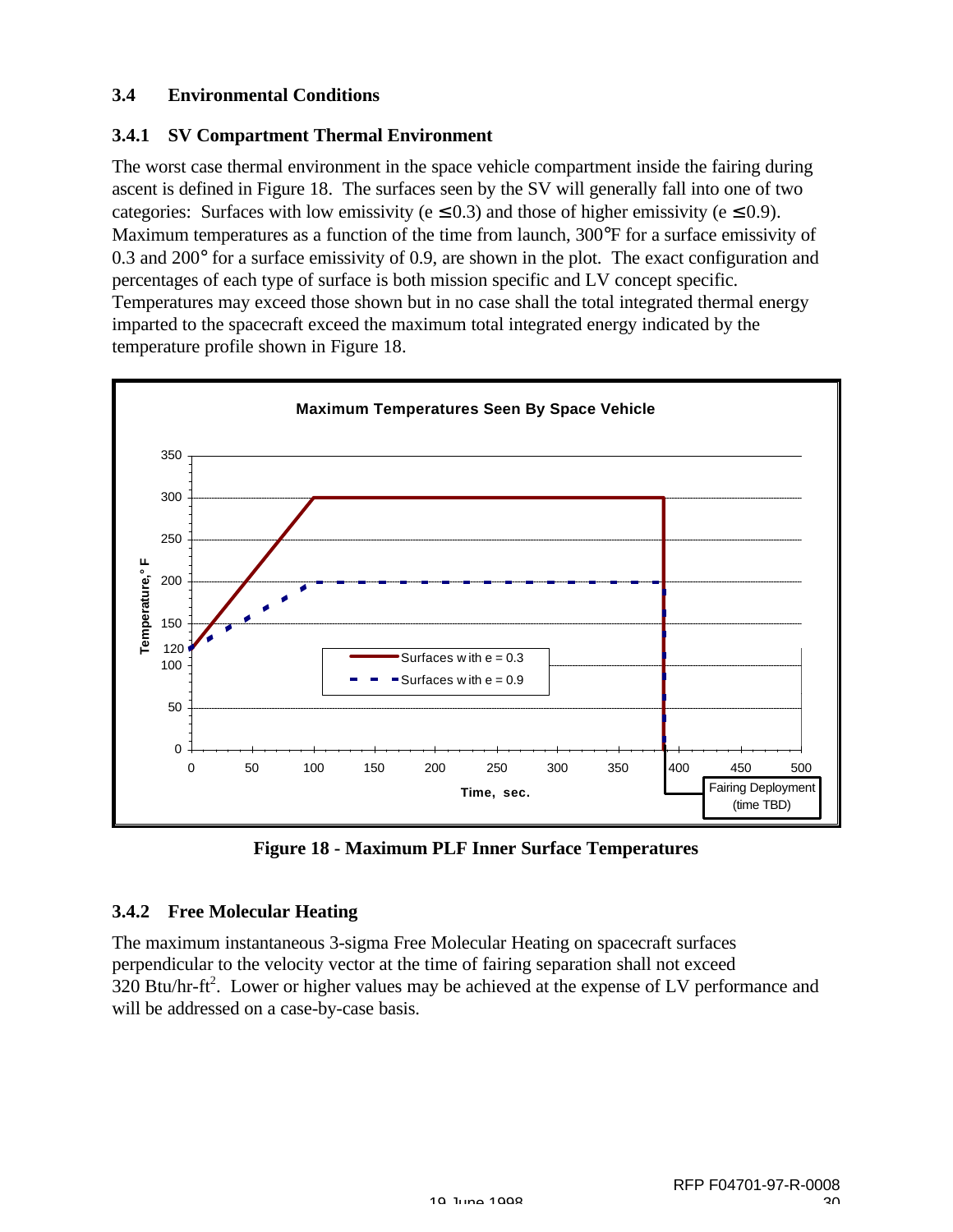### 3.4 Environmental Conditions

### 3.4.1 SV Compartment Thermal Environment

The worst case thermal environment in the space vehicle compartment inside the fairing during ascent is defined in Figure 18. The surfaces seen by the SV will generally fall into one of two categories: Surfaces with low emissivity (e ≤ 0.3) and those of higher emissivity (e ≤ 0.9). Maximum temperatures as a function of the time from launch, 300°F for a surface emissivity of 0.3 and 200° for a surface emissivity of 0.9, are shown in the plot. The exact configuration and percentages of each type of surface is both mission specific and LV concept specific. Temperatures may exceed those shown but in no case shall the total integrated thermal energy imparted to the spacecraft exceed the maximum total integrated energy indicated by the temperature profile shown in Figure 18.

Figure 18 - Maximum PLF Inner Surface Temperatures

### 3.4.2 Free Molecular Heating

The maximum instantaneous 3-sigma Free Molecular Heating on spacecraft surfaces perpendicular to the velocity vector at the time of fairing separation shall not exceed 320 Btu/hr-ft$^2$. Lower or higher values may be achieved at the expense of LV performance and will be addressed on a case-by-case basis.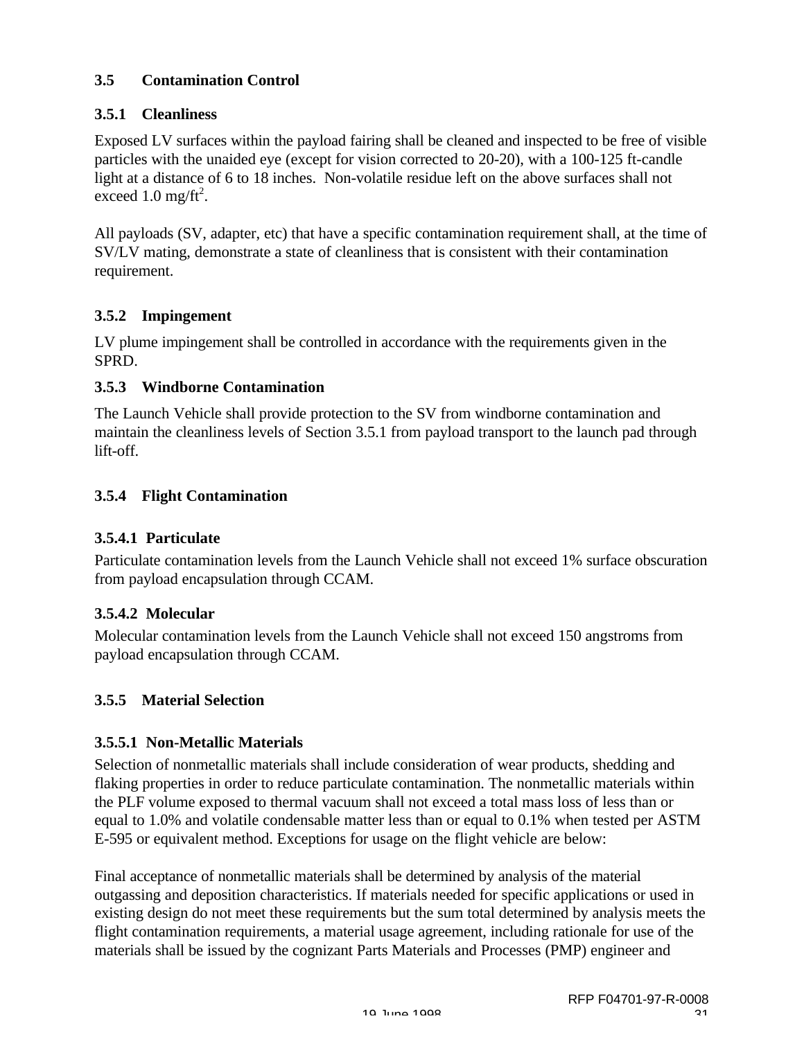### 3.5 Contamination Control

#### 3.5.1 Cleanliness

Exposed LV surfaces within the payload fairing shall be cleaned and inspected to be free of visible particles with the unaided eye (except for vision corrected to 20-20), with a 100-125 ft-candle light at a distance of 6 to 18 inches. Non-volatile residue left on the above surfaces shall not exceed 1.0 mg/ft$^2$.

All payloads (SV, adapter, etc) that have a specific contamination requirement shall, at the time of SV/LV mating, demonstrate a state of cleanliness that is consistent with their contamination requirement.

#### 3.5.2 Impingement

LV plume impingement shall be controlled in accordance with the requirements given in the SPRD.

#### 3.5.3 Windborne Contamination

The Launch Vehicle shall provide protection to the SV from windborne contamination and maintain the cleanliness levels of Section 3.5.1 from payload transport to the launch pad through lift-off.

#### 3.5.4 Flight Contamination

##### 3.5.4.1 Particulate

Particulate contamination levels from the Launch Vehicle shall not exceed 1% surface obscuration from payload encapsulation through CCAM.

##### 3.5.4.2 Molecular

Molecular contamination levels from the Launch Vehicle shall not exceed 150 angstroms from payload encapsulation through CCAM.

#### 3.5.5 Material Selection

##### 3.5.5.1 Non-Metallic Materials

Selection of nonmetallic materials shall include consideration of wear products, shedding and flaking properties in order to reduce particulate contamination. The nonmetallic materials within the PLF volume exposed to thermal vacuum shall not exceed a total mass loss of less than or equal to 1.0% and volatile condensable matter less than or equal to 0.1% when tested per ASTM E-595 or equivalent method. Exceptions for usage on the flight vehicle are below:

Final acceptance of nonmetallic materials shall be determined by analysis of the material outgassing and deposition characteristics. If materials needed for specific applications or used in existing design do not meet these requirements but the sum total determined by analysis meets the flight contamination requirements, a material usage agreement, including rationale for use of the materials shall be issued by the cognizant Parts Materials and Processes (PMP) engineer and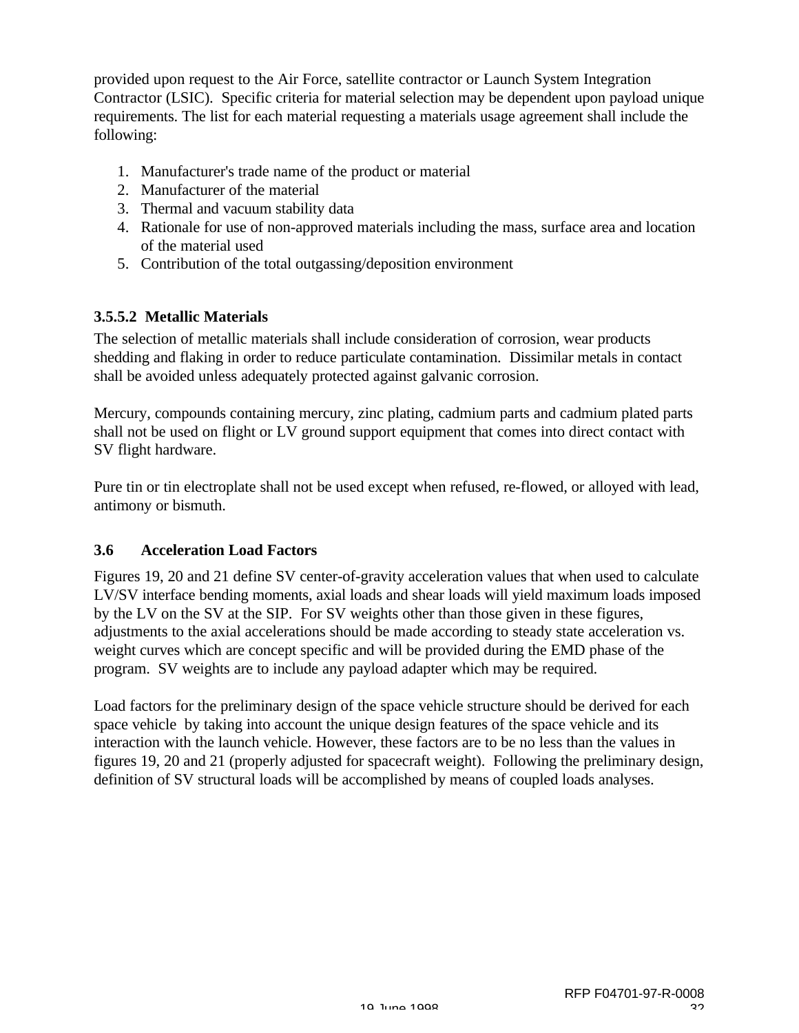provided upon request to the Air Force, satellite contractor or Launch System Integration Contractor (LSIC). Specific criteria for material selection may be dependent upon payload unique requirements. The list for each material requesting a materials usage agreement shall include the following:

1. Manufacturer's trade name of the product or material
2. Manufacturer of the material
3. Thermal and vacuum stability data
4. Rationale for use of non-approved materials including the mass, surface area and location of the material used
5. Contribution of the total outgassing/deposition environment

### 3.5.5.2 Metallic Materials

The selection of metallic materials shall include consideration of corrosion, wear products shedding and flaking in order to reduce particulate contamination. Dissimilar metals in contact shall be avoided unless adequately protected against galvanic corrosion.

Mercury, compounds containing mercury, zinc plating, cadmium parts and cadmium plated parts shall not be used on flight or LV ground support equipment that comes into direct contact with SV flight hardware.

Pure tin or tin electroplate shall not be used except when refused, re-flowed, or alloyed with lead, antimony or bismuth.

## 3.6 Acceleration Load Factors

Figures 19, 20 and 21 define SV center-of-gravity acceleration values that when used to calculate LV/SV interface bending moments, axial loads and shear loads will yield maximum loads imposed by the LV on the SV at the SIP. For SV weights other than those given in these figures, adjustments to the axial accelerations should be made according to steady state acceleration vs. weight curves which are concept specific and will be provided during the EMD phase of the program. SV weights are to include any payload adapter which may be required.

Load factors for the preliminary design of the space vehicle structure should be derived for each space vehicle by taking into account the unique design features of the space vehicle and its interaction with the launch vehicle. However, these factors are to be no less than the values in figures 19, 20 and 21 (properly adjusted for spacecraft weight). Following the preliminary design, definition of SV structural loads will be accomplished by means of coupled loads analyses.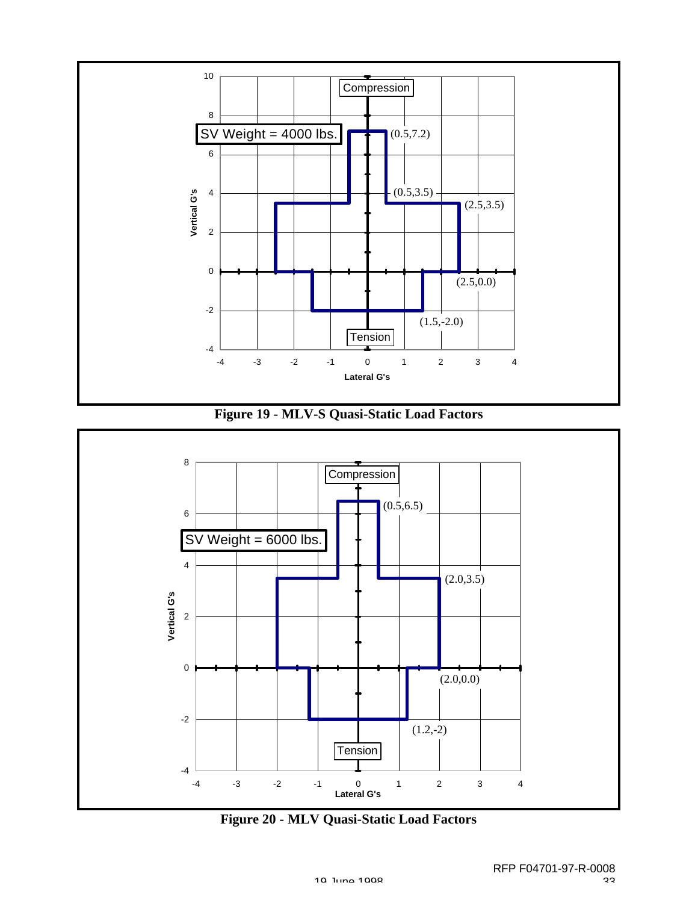**Figure 19 - MLV-S Quasi-Static Load Factors**

**Figure 20 - MLV Quasi-Static Load Factors**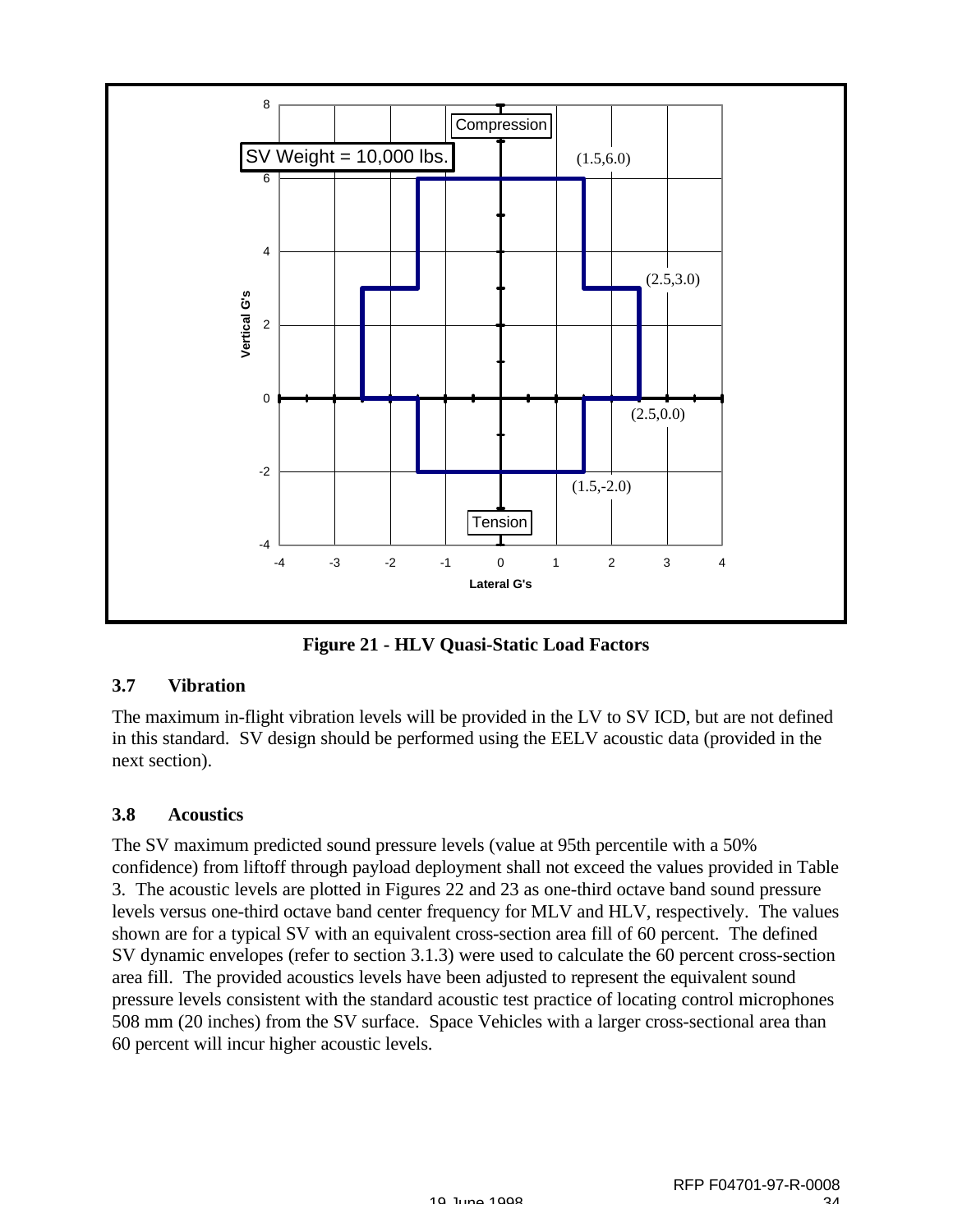**Figure 21 - HLV Quasi-Static Load Factors**

### 3.7 Vibration

The maximum in-flight vibration levels will be provided in the LV to SV ICD, but are not defined in this standard. SV design should be performed using the EELV acoustic data (provided in the next section).

### 3.8 Acoustics

The SV maximum predicted sound pressure levels (value at 95th percentile with a 50% confidence) from liftoff through payload deployment shall not exceed the values provided in Table 3. The acoustic levels are plotted in Figures 22 and 23 as one-third octave band sound pressure levels versus one-third octave band center frequency for MLV and HLV, respectively. The values shown are for a typical SV with an equivalent cross-section area fill of 60 percent. The defined SV dynamic envelopes (refer to section 3.1.3) were used to calculate the 60 percent cross-section area fill. The provided acoustics levels have been adjusted to represent the equivalent sound pressure levels consistent with the standard acoustic test practice of locating control microphones 508 mm (20 inches) from the SV surface. Space Vehicles with a larger cross-sectional area than 60 percent will incur higher acoustic levels.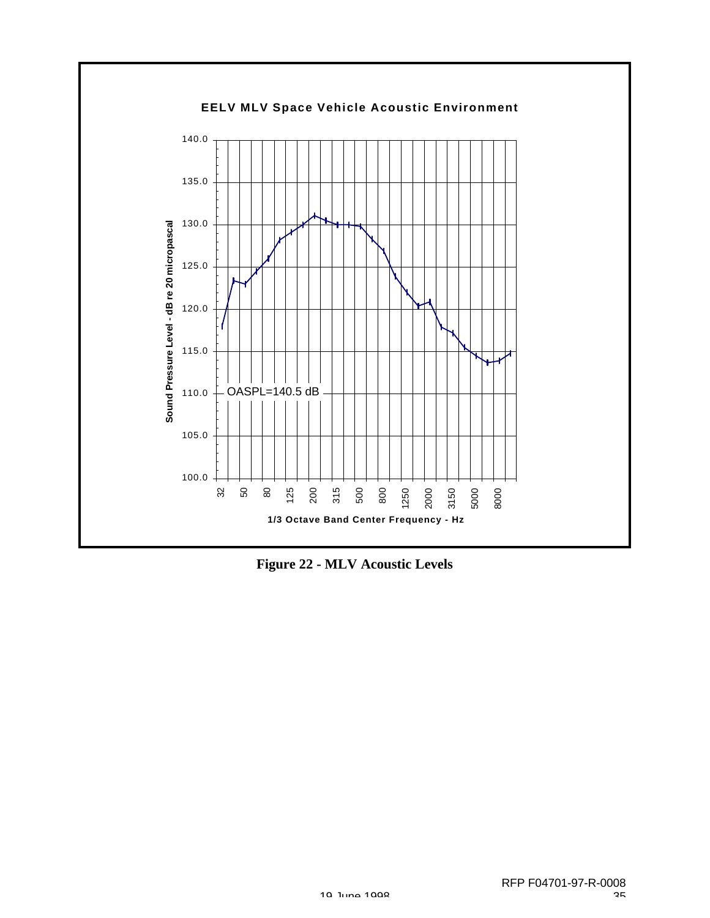**EELV MLV Space Vehicle Acoustic Environment**

OASPL=140.5 dB

Sound Pressure Level - dB re 20 micropascal

1/3 Octave Band Center Frequency - Hz

**Figure 22 - MLV Acoustic Levels**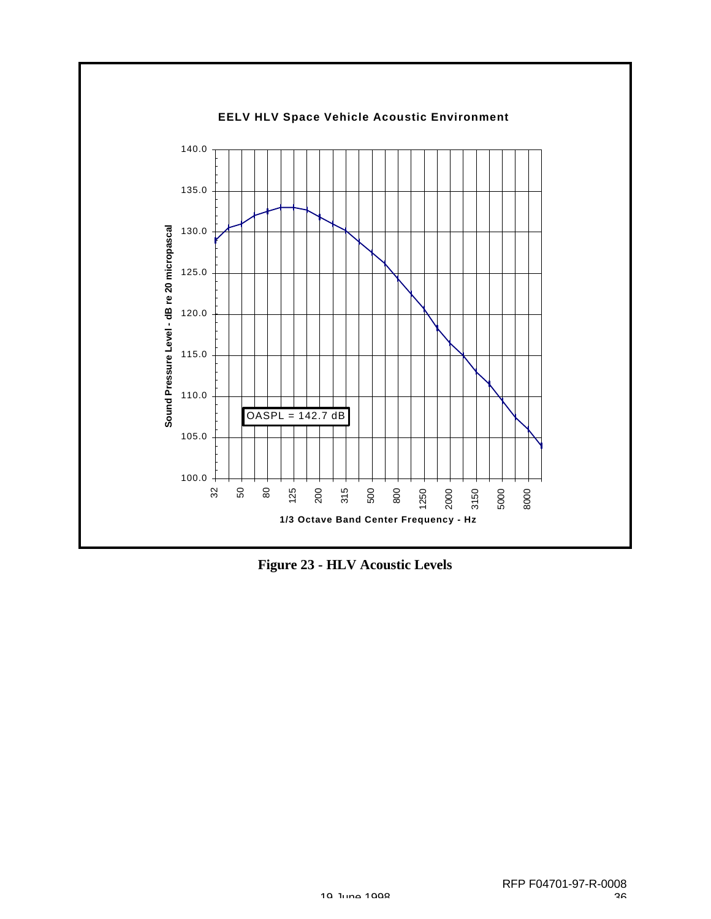**EELV HLV Space Vehicle Acoustic Environment**

OASPL = 142.7 dB

Sound Pressure Level - dB re 20 micropascal

1/3 Octave Band Center Frequency - Hz

**Figure 23 - HLV Acoustic Levels**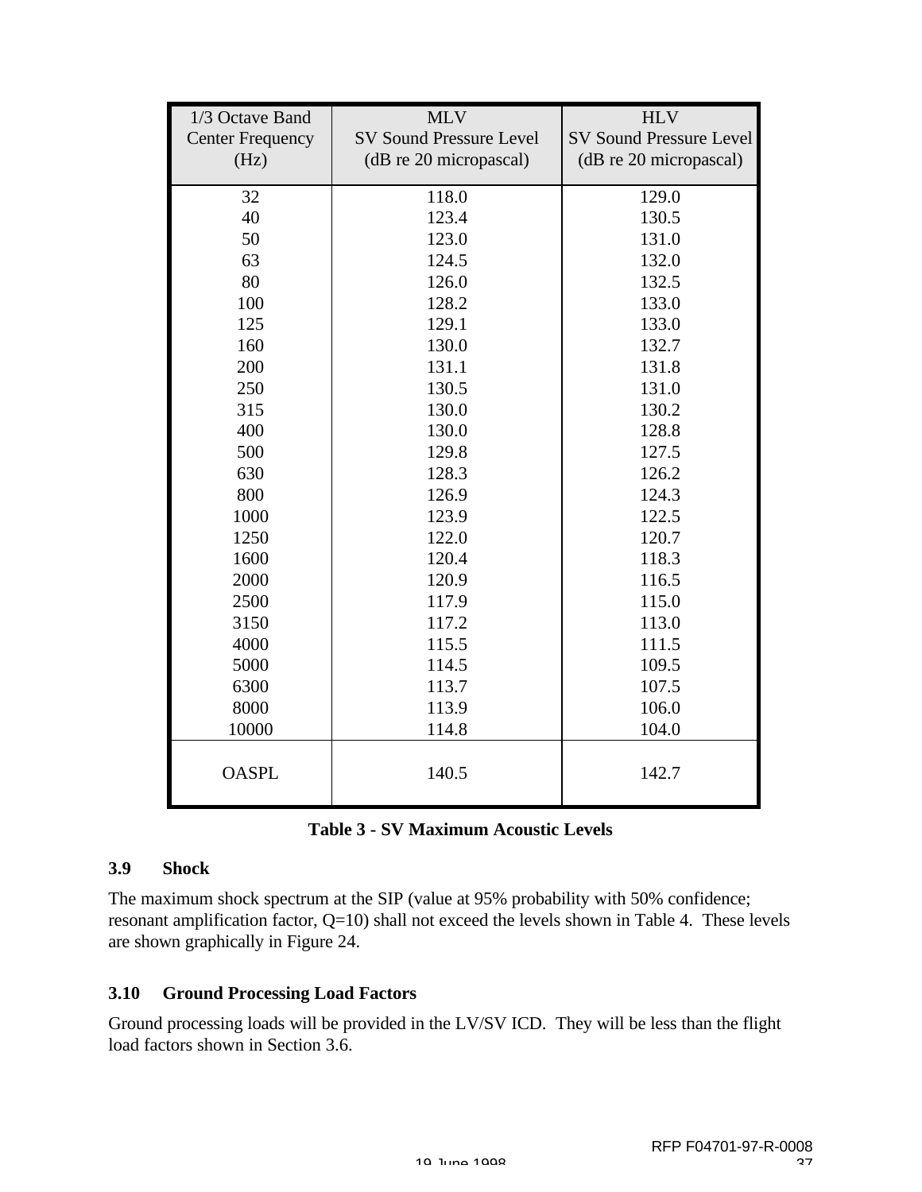| 1/3 Octave Band Center Frequency (Hz) | MLV SV Sound Pressure Level (dB re 20 micropascal) | HLV SV Sound Pressure Level (dB re 20 micropascal) |
|---|---|---|
| 32 | 118.0 | 129.0 |
| 40 | 123.4 | 130.5 |
| 50 | 123.0 | 131.0 |
| 63 | 124.5 | 132.0 |
| 80 | 126.0 | 132.5 |
| 100 | 128.2 | 133.0 |
| 125 | 129.1 | 133.0 |
| 160 | 130.0 | 132.7 |
| 200 | 131.1 | 131.8 |
| 250 | 130.5 | 131.0 |
| 315 | 130.0 | 130.2 |
| 400 | 130.0 | 128.8 |
| 500 | 129.8 | 127.5 |
| 630 | 128.3 | 126.2 |
| 800 | 126.9 | 124.3 |
| 1000 | 123.9 | 122.5 |
| 1250 | 122.0 | 120.7 |
| 1600 | 120.4 | 118.3 |
| 2000 | 120.9 | 116.5 |
| 2500 | 117.9 | 115.0 |
| 3150 | 117.2 | 113.0 |
| 4000 | 115.5 | 111.5 |
| 5000 | 114.5 | 109.5 |
| 6300 | 113.7 | 107.5 |
| 8000 | 113.9 | 106.0 |
| 10000 | 114.8 | 104.0 |
| OASPL | 140.5 | 142.7 |

**Table 3 - SV Maximum Acoustic Levels**

### 3.9 Shock

The maximum shock spectrum at the SIP (value at 95% probability with 50% confidence; resonant amplification factor, Q=10) shall not exceed the levels shown in Table 4. These levels are shown graphically in Figure 24.

### 3.10 Ground Processing Load Factors

Ground processing loads will be provided in the LV/SV ICD. They will be less than the flight load factors shown in Section 3.6.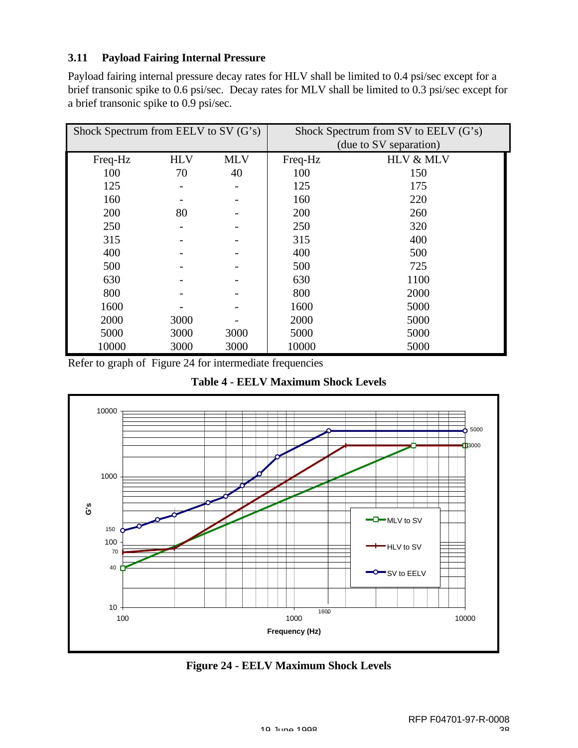### 3.11 Payload Fairing Internal Pressure

Payload fairing internal pressure decay rates for HLV shall be limited to 0.4 psi/sec except for a brief transonic spike to 0.6 psi/sec. Decay rates for MLV shall be limited to 0.3 psi/sec except for a brief transonic spike to 0.9 psi/sec.

| Shock Spectrum from EELV to SV (G's) | | | Shock Spectrum from SV to EELV (G's) (due to SV separation) | |
|---|---|---|---|---|
| Freq-Hz | HLV | MLV | Freq-Hz | HLV & MLV |
| 100 | 70 | 40 | 100 | 150 |
| 125 | - | - | 125 | 175 |
| 160 | - | - | 160 | 220 |
| 200 | 80 | - | 200 | 260 |
| 250 | - | - | 250 | 320 |
| 315 | - | - | 315 | 400 |
| 400 | - | - | 400 | 500 |
| 500 | - | - | 500 | 725 |
| 630 | - | - | 630 | 1100 |
| 800 | - | - | 800 | 2000 |
| 1600 | - | - | 1600 | 5000 |
| 2000 | 3000 | - | 2000 | 5000 |
| 5000 | 3000 | 3000 | 5000 | 5000 |
| 10000 | 3000 | 3000 | 10000 | 5000 |

Refer to graph of Figure 24 for intermediate frequencies

**Table 4 - EELV Maximum Shock Levels**

**Figure 24 - EELV Maximum Shock Levels**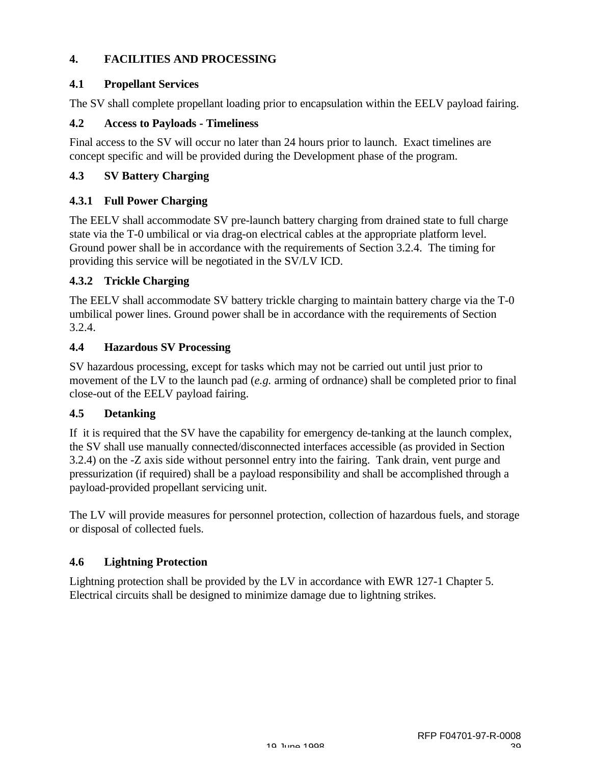# 4. FACILITIES AND PROCESSING

## 4.1 Propellant Services

The SV shall complete propellant loading prior to encapsulation within the EELV payload fairing.

## 4.2 Access to Payloads - Timeliness

Final access to the SV will occur no later than 24 hours prior to launch. Exact timelines are concept specific and will be provided during the Development phase of the program.

## 4.3 SV Battery Charging

### 4.3.1 Full Power Charging

The EELV shall accommodate SV pre-launch battery charging from drained state to full charge state via the T-0 umbilical or via drag-on electrical cables at the appropriate platform level. Ground power shall be in accordance with the requirements of Section 3.2.4. The timing for providing this service will be negotiated in the SV/LV ICD.

### 4.3.2 Trickle Charging

The EELV shall accommodate SV battery trickle charging to maintain battery charge via the T-0 umbilical power lines. Ground power shall be in accordance with the requirements of Section 3.2.4.

## 4.4 Hazardous SV Processing

SV hazardous processing, except for tasks which may not be carried out until just prior to movement of the LV to the launch pad (*e.g.* arming of ordnance) shall be completed prior to final close-out of the EELV payload fairing.

## 4.5 Detanking

If it is required that the SV have the capability for emergency de-tanking at the launch complex, the SV shall use manually connected/disconnected interfaces accessible (as provided in Section 3.2.4) on the -Z axis side without personnel entry into the fairing. Tank drain, vent purge and pressurization (if required) shall be a payload responsibility and shall be accomplished through a payload-provided propellant servicing unit.

The LV will provide measures for personnel protection, collection of hazardous fuels, and storage or disposal of collected fuels.

## 4.6 Lightning Protection

Lightning protection shall be provided by the LV in accordance with EWR 127-1 Chapter 5. Electrical circuits shall be designed to minimize damage due to lightning strikes.